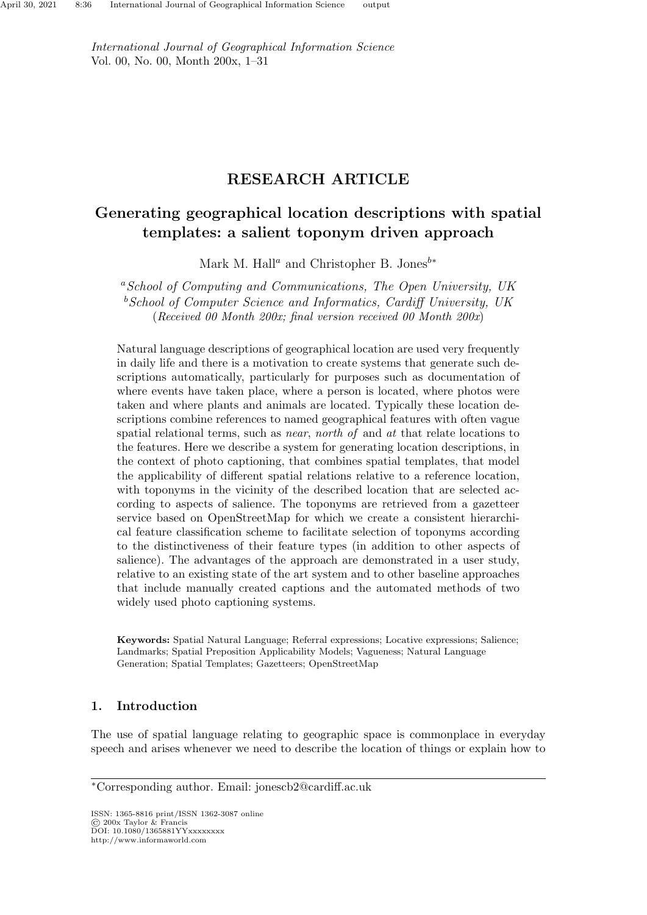# RESEARCH ARTICLE

## Generating geographical location descriptions with spatial templates: a salient toponym driven approach

Mark M. Hall[a] and Christopher B. Jones[b*]

[a] *School of Computing and Communications, The Open University, UK*
[b] *School of Computer Science and Informatics, Cardiff University, UK*
(*Received 00 Month 200x; final version received 00 Month 200x*)

Natural language descriptions of geographical location are used very frequently in daily life and there is a motivation to create systems that generate such descriptions automatically, particularly for purposes such as documentation of where events have taken place, where a person is located, where photos were taken and where plants and animals are located. Typically these location descriptions combine references to named geographical features with often vague spatial relational terms, such as *near*, *north of* and *at* that relate locations to the features. Here we describe a system for generating location descriptions, in the context of photo captioning, that combines spatial templates, that model the applicability of different spatial relations relative to a reference location, with toponyms in the vicinity of the described location that are selected according to aspects of salience. The toponyms are retrieved from a gazetteer service based on OpenStreetMap for which we create a consistent hierarchical feature classification scheme to facilitate selection of toponyms according to the distinctiveness of their feature types (in addition to other aspects of salience). The advantages of the approach are demonstrated in a user study, relative to an existing state of the art system and to other baseline approaches that include manually created captions and the automated methods of two widely used photo captioning systems.

**Keywords:** Spatial Natural Language; Referral expressions; Locative expressions; Salience; Landmarks; Spatial Preposition Applicability Models; Vagueness; Natural Language Generation; Spatial Templates; Gazetteers; OpenStreetMap

## 1. Introduction

The use of spatial language relating to geographic space is commonplace in everyday speech and arises whenever we need to describe the location of things or explain how to

---

*Corresponding author. Email: jonescb2@cardiff.ac.uk

ISSN: 1365-8816 print/ISSN 1362-3087 online
© 200x Taylor & Francis
DOI: 10.1080/1365881YYxxxxxxxx
http://www.informaworld.com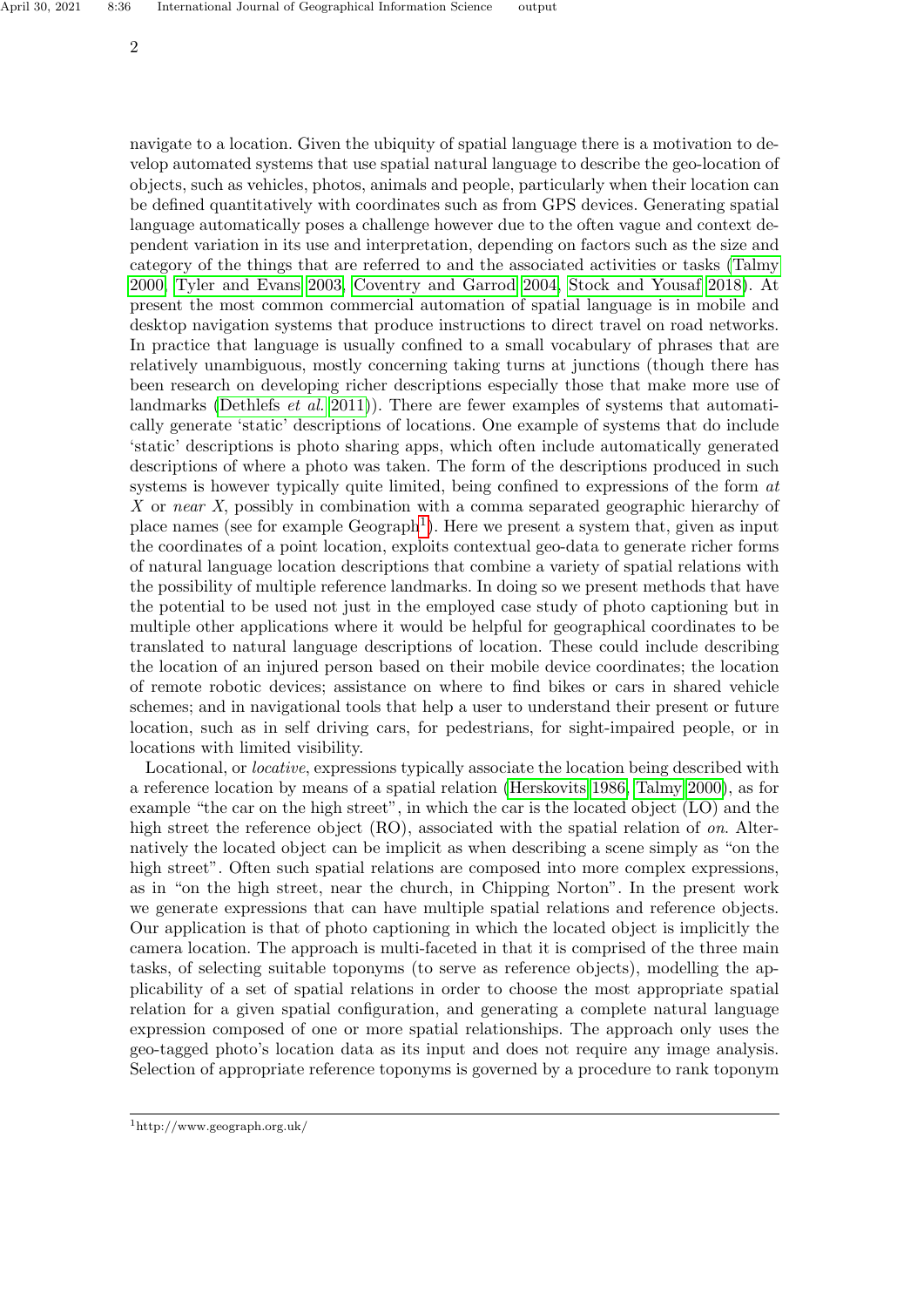navigate to a location. Given the ubiquity of spatial language there is a motivation to develop automated systems that use spatial natural language to describe the geo-location of objects, such as vehicles, photos, animals and people, particularly when their location can be defined quantitatively with coordinates such as from GPS devices. Generating spatial language automatically poses a challenge however due to the often vague and context dependent variation in its use and interpretation, depending on factors such as the size and category of the things that are referred to and the associated activities or tasks (Talmy 2000, Tyler and Evans 2003, Coventry and Garrod 2004, Stock and Yousaf 2018). At present the most common commercial automation of spatial language is in mobile and desktop navigation systems that produce instructions to direct travel on road networks. In practice that language is usually confined to a small vocabulary of phrases that are relatively unambiguous, mostly concerning taking turns at junctions (though there has been research on developing richer descriptions especially those that make more use of landmarks (Dethlefs *et al.* 2011)). There are fewer examples of systems that automatically generate 'static' descriptions of locations. One example of systems that do include 'static' descriptions is photo sharing apps, which often include automatically generated descriptions of where a photo was taken. The form of the descriptions produced in such systems is however typically quite limited, being confined to expressions of the form *at X* or *near X*, possibly in combination with a comma separated geographic hierarchy of place names (see for example Geograph[1]). Here we present a system that, given as input the coordinates of a point location, exploits contextual geo-data to generate richer forms of natural language location descriptions that combine a variety of spatial relations with the possibility of multiple reference landmarks. In doing so we present methods that have the potential to be used not just in the employed case study of photo captioning but in multiple other applications where it would be helpful for geographical coordinates to be translated to natural language descriptions of location. These could include describing the location of an injured person based on their mobile device coordinates; the location of remote robotic devices; assistance on where to find bikes or cars in shared vehicle schemes; and in navigational tools that help a user to understand their present or future location, such as in self driving cars, for pedestrians, for sight-impaired people, or in locations with limited visibility.

Locational, or *locative*, expressions typically associate the location being described with a reference location by means of a spatial relation (Herskovits 1986, Talmy 2000), as for example "the car on the high street", in which the car is the located object (LO) and the high street the reference object (RO), associated with the spatial relation of *on*. Alternatively the located object can be implicit as when describing a scene simply as "on the high street". Often such spatial relations are composed into more complex expressions, as in "on the high street, near the church, in Chipping Norton". In the present work we generate expressions that can have multiple spatial relations and reference objects. Our application is that of photo captioning in which the located object is implicitly the camera location. The approach is multi-faceted in that it is comprised of the three main tasks, of selecting suitable toponyms (to serve as reference objects), modelling the applicability of a set of spatial relations in order to choose the most appropriate spatial relation for a given spatial configuration, and generating a complete natural language expression composed of one or more spatial relationships. The approach only uses the geo-tagged photo's location data as its input and does not require any image analysis. Selection of appropriate reference toponyms is governed by a procedure to rank toponym

[1] http://www.geograph.org.uk/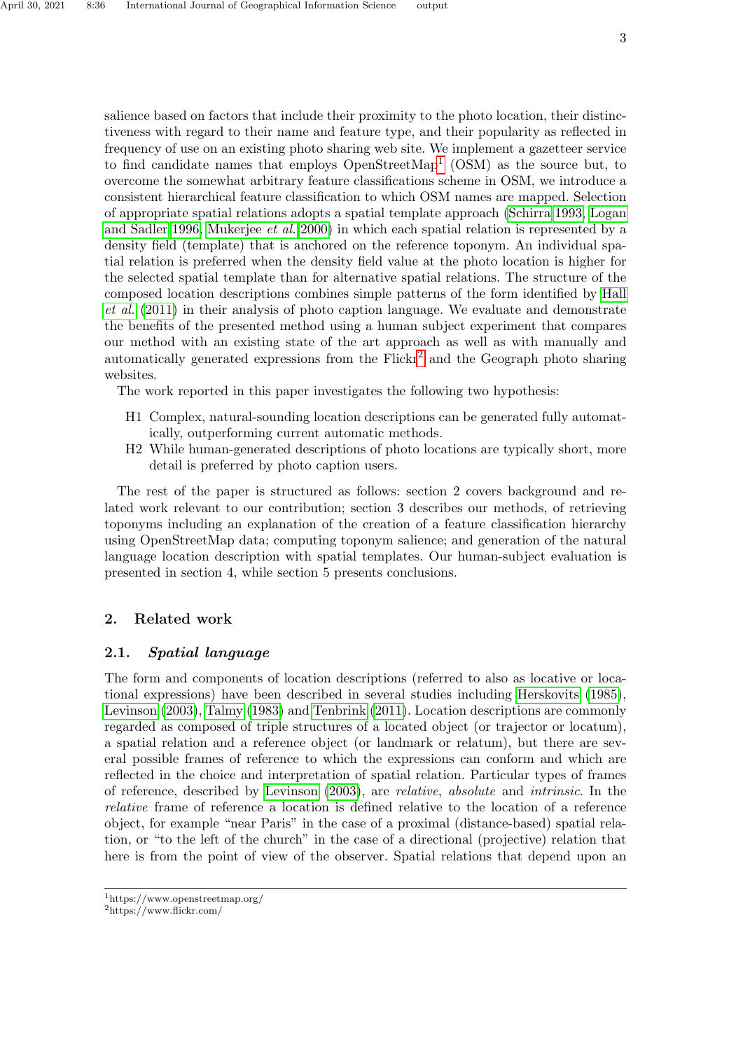salience based on factors that include their proximity to the photo location, their distinctiveness with regard to their name and feature type, and their popularity as reflected in frequency of use on an existing photo sharing web site. We implement a gazetteer service to find candidate names that employs OpenStreetMap[1] (OSM) as the source but, to overcome the somewhat arbitrary feature classifications scheme in OSM, we introduce a consistent hierarchical feature classification to which OSM names are mapped. Selection of appropriate spatial relations adopts a spatial template approach (Schirra 1993, Logan and Sadler 1996, Mukerjee *et al.* 2000) in which each spatial relation is represented by a density field (template) that is anchored on the reference toponym. An individual spatial relation is preferred when the density field value at the photo location is higher for the selected spatial template than for alternative spatial relations. The structure of the composed location descriptions combines simple patterns of the form identified by Hall *et al.* (2011) in their analysis of photo caption language. We evaluate and demonstrate the benefits of the presented method using a human subject experiment that compares our method with an existing state of the art approach as well as with manually and automatically generated expressions from the Flickr[2] and the Geograph photo sharing websites.

The work reported in this paper investigates the following two hypothesis:

- H1 Complex, natural-sounding location descriptions can be generated fully automatically, outperforming current automatic methods.
- H2 While human-generated descriptions of photo locations are typically short, more detail is preferred by photo caption users.

The rest of the paper is structured as follows: section 2 covers background and related work relevant to our contribution; section 3 describes our methods, of retrieving toponyms including an explanation of the creation of a feature classification hierarchy using OpenStreetMap data; computing toponym salience; and generation of the natural language location description with spatial templates. Our human-subject evaluation is presented in section 4, while section 5 presents conclusions.

## 2. Related work

### 2.1. *Spatial language*

The form and components of location descriptions (referred to also as locative or locational expressions) have been described in several studies including Herskovits (1985), Levinson (2003), Talmy (1983) and Tenbrink (2011). Location descriptions are commonly regarded as composed of triple structures of a located object (or trajector or locatum), a spatial relation and a reference object (or landmark or relatum), but there are several possible frames of reference to which the expressions can conform and which are reflected in the choice and interpretation of spatial relation. Particular types of frames of reference, described by Levinson (2003), are *relative*, *absolute* and *intrinsic*. In the *relative* frame of reference a location is defined relative to the location of a reference object, for example "near Paris" in the case of a proximal (distance-based) spatial relation, or "to the left of the church" in the case of a directional (projective) relation that here is from the point of view of the observer. Spatial relations that depend upon an

[1]https://www.openstreetmap.org/
[2]https://www.flickr.com/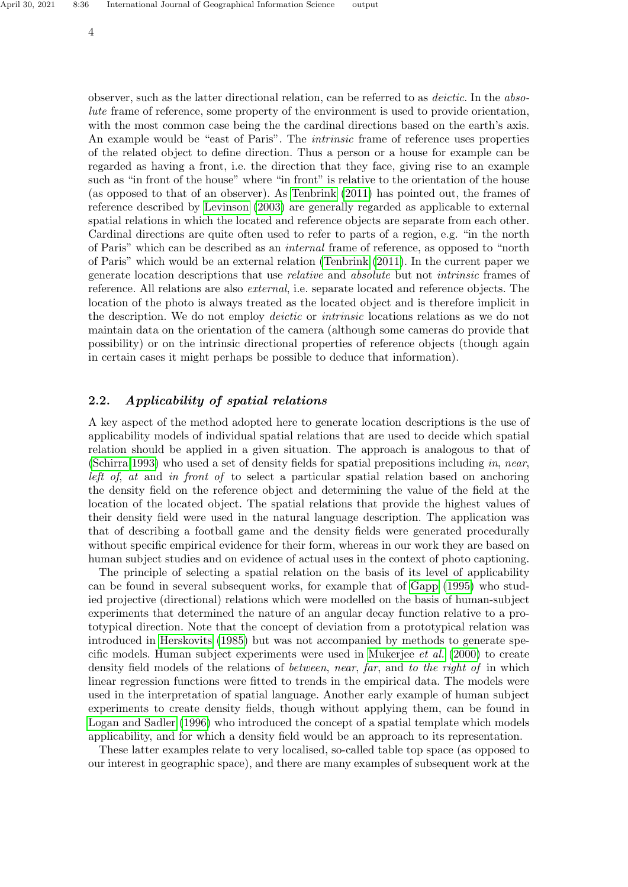observer, such as the latter directional relation, can be referred to as *deictic*. In the *absolute* frame of reference, some property of the environment is used to provide orientation, with the most common case being the the cardinal directions based on the earth's axis. An example would be "east of Paris". The *intrinsic* frame of reference uses properties of the related object to define direction. Thus a person or a house for example can be regarded as having a front, i.e. the direction that they face, giving rise to an example such as "in front of the house" where "in front" is relative to the orientation of the house (as opposed to that of an observer). As Tenbrink (2011) has pointed out, the frames of reference described by Levinson (2003) are generally regarded as applicable to external spatial relations in which the located and reference objects are separate from each other. Cardinal directions are quite often used to refer to parts of a region, e.g. "in the north of Paris" which can be described as an *internal* frame of reference, as opposed to "north of Paris" which would be an external relation (Tenbrink (2011). In the current paper we generate location descriptions that use *relative* and *absolute* but not *intrinsic* frames of reference. All relations are also *external*, i.e. separate located and reference objects. The location of the photo is always treated as the located object and is therefore implicit in the description. We do not employ *deictic* or *intrinsic* locations relations as we do not maintain data on the orientation of the camera (although some cameras do provide that possibility) or on the intrinsic directional properties of reference objects (though again in certain cases it might perhaps be possible to deduce that information).

## 2.2. *Applicability of spatial relations*

A key aspect of the method adopted here to generate location descriptions is the use of applicability models of individual spatial relations that are used to decide which spatial relation should be applied in a given situation. The approach is analogous to that of (Schirra 1993) who used a set of density fields for spatial prepositions including *in*, *near*, *left of*, *at* and *in front of* to select a particular spatial relation based on anchoring the density field on the reference object and determining the value of the field at the location of the located object. The spatial relations that provide the highest values of their density field were used in the natural language description. The application was that of describing a football game and the density fields were generated procedurally without specific empirical evidence for their form, whereas in our work they are based on human subject studies and on evidence of actual uses in the context of photo captioning.

The principle of selecting a spatial relation on the basis of its level of applicability can be found in several subsequent works, for example that of Gapp (1995) who studied projective (directional) relations which were modelled on the basis of human-subject experiments that determined the nature of an angular decay function relative to a prototypical direction. Note that the concept of deviation from a prototypical relation was introduced in Herskovits (1985) but was not accompanied by methods to generate specific models. Human subject experiments were used in Mukerjee *et al.* (2000) to create density field models of the relations of *between*, *near*, *far*, and *to the right of* in which linear regression functions were fitted to trends in the empirical data. The models were used in the interpretation of spatial language. Another early example of human subject experiments to create density fields, though without applying them, can be found in Logan and Sadler (1996) who introduced the concept of a spatial template which models applicability, and for which a density field would be an approach to its representation.

These latter examples relate to very localised, so-called table top space (as opposed to our interest in geographic space), and there are many examples of subsequent work at the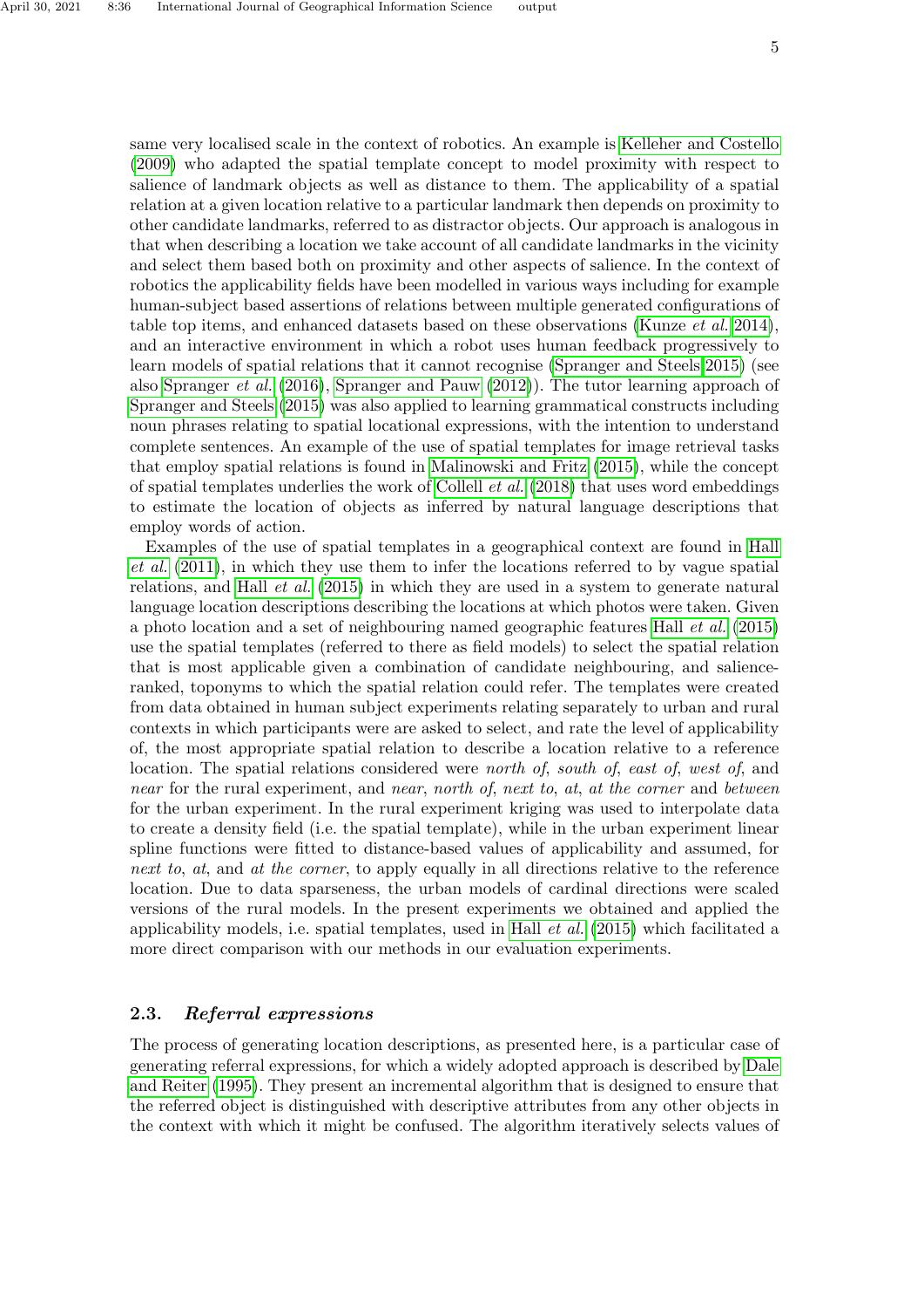same very localised scale in the context of robotics. An example is Kelleher and Costello (2009) who adapted the spatial template concept to model proximity with respect to salience of landmark objects as well as distance to them. The applicability of a spatial relation at a given location relative to a particular landmark then depends on proximity to other candidate landmarks, referred to as distractor objects. Our approach is analogous in that when describing a location we take account of all candidate landmarks in the vicinity and select them based both on proximity and other aspects of salience. In the context of robotics the applicability fields have been modelled in various ways including for example human-subject based assertions of relations between multiple generated configurations of table top items, and enhanced datasets based on these observations (Kunze *et al.* 2014), and an interactive environment in which a robot uses human feedback progressively to learn models of spatial relations that it cannot recognise (Spranger and Steels 2015) (see also Spranger *et al.* (2016), Spranger and Pauw (2012)). The tutor learning approach of Spranger and Steels (2015) was also applied to learning grammatical constructs including noun phrases relating to spatial locational expressions, with the intention to understand complete sentences. An example of the use of spatial templates for image retrieval tasks that employ spatial relations is found in Malinowski and Fritz (2015), while the concept of spatial templates underlies the work of Collell *et al.* (2018) that uses word embeddings to estimate the location of objects as inferred by natural language descriptions that employ words of action.

Examples of the use of spatial templates in a geographical context are found in Hall *et al.* (2011), in which they use them to infer the locations referred to by vague spatial relations, and Hall *et al.* (2015) in which they are used in a system to generate natural language location descriptions describing the locations at which photos were taken. Given a photo location and a set of neighbouring named geographic features Hall *et al.* (2015) use the spatial templates (referred to there as field models) to select the spatial relation that is most applicable given a combination of candidate neighbouring, and salience-ranked, toponyms to which the spatial relation could refer. The templates were created from data obtained in human subject experiments relating separately to urban and rural contexts in which participants were are asked to select, and rate the level of applicability of, the most appropriate spatial relation to describe a location relative to a reference location. The spatial relations considered were *north of*, *south of*, *east of*, *west of*, and *near* for the rural experiment, and *near*, *north of*, *next to*, *at*, *at the corner* and *between* for the urban experiment. In the rural experiment kriging was used to interpolate data to create a density field (i.e. the spatial template), while in the urban experiment linear spline functions were fitted to distance-based values of applicability and assumed, for *next to*, *at*, and *at the corner*, to apply equally in all directions relative to the reference location. Due to data sparseness, the urban models of cardinal directions were scaled versions of the rural models. In the present experiments we obtained and applied the applicability models, i.e. spatial templates, used in Hall *et al.* (2015) which facilitated a more direct comparison with our methods in our evaluation experiments.

### 2.3. *Referral expressions*

The process of generating location descriptions, as presented here, is a particular case of generating referral expressions, for which a widely adopted approach is described by Dale and Reiter (1995). They present an incremental algorithm that is designed to ensure that the referred object is distinguished with descriptive attributes from any other objects in the context with which it might be confused. The algorithm iteratively selects values of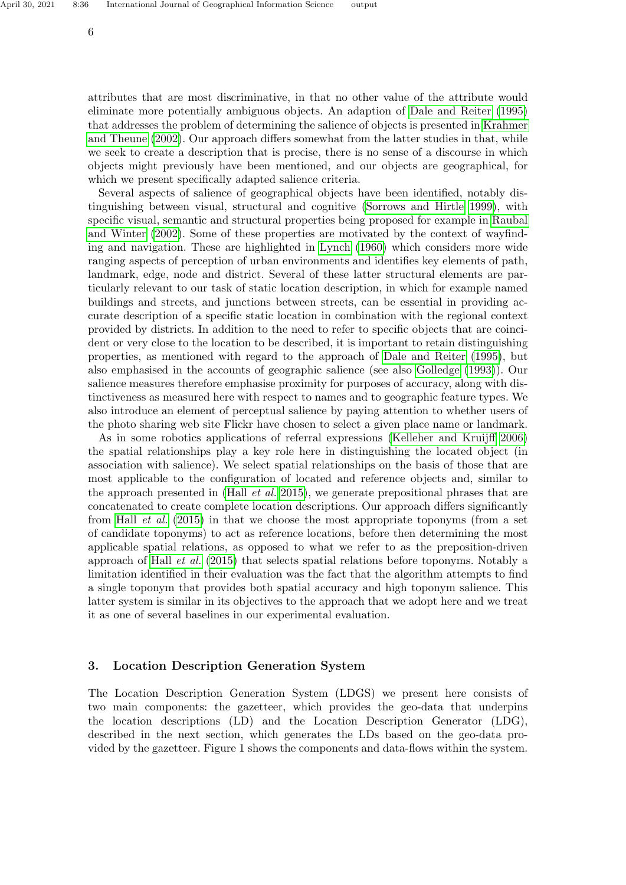attributes that are most discriminative, in that no other value of the attribute would eliminate more potentially ambiguous objects. An adaption of Dale and Reiter (1995) that addresses the problem of determining the salience of objects is presented in Krahmer and Theune (2002). Our approach differs somewhat from the latter studies in that, while we seek to create a description that is precise, there is no sense of a discourse in which objects might previously have been mentioned, and our objects are geographical, for which we present specifically adapted salience criteria.

Several aspects of salience of geographical objects have been identified, notably distinguishing between visual, structural and cognitive (Sorrows and Hirtle 1999), with specific visual, semantic and structural properties being proposed for example in Raubal and Winter (2002). Some of these properties are motivated by the context of wayfinding and navigation. These are highlighted in Lynch (1960) which considers more wide ranging aspects of perception of urban environments and identifies key elements of path, landmark, edge, node and district. Several of these latter structural elements are particularly relevant to our task of static location description, in which for example named buildings and streets, and junctions between streets, can be essential in providing accurate description of a specific static location in combination with the regional context provided by districts. In addition to the need to refer to specific objects that are coincident or very close to the location to be described, it is important to retain distinguishing properties, as mentioned with regard to the approach of Dale and Reiter (1995), but also emphasised in the accounts of geographic salience (see also Golledge (1993)). Our salience measures therefore emphasise proximity for purposes of accuracy, along with distinctiveness as measured here with respect to names and to geographic feature types. We also introduce an element of perceptual salience by paying attention to whether users of the photo sharing web site Flickr have chosen to select a given place name or landmark.

As in some robotics applications of referral expressions (Kelleher and Kruijff 2006) the spatial relationships play a key role here in distinguishing the located object (in association with salience). We select spatial relationships on the basis of those that are most applicable to the configuration of located and reference objects and, similar to the approach presented in (Hall *et al.* 2015), we generate prepositional phrases that are concatenated to create complete location descriptions. Our approach differs significantly from Hall *et al.* (2015) in that we choose the most appropriate toponyms (from a set of candidate toponyms) to act as reference locations, before then determining the most applicable spatial relations, as opposed to what we refer to as the preposition-driven approach of Hall *et al.* (2015) that selects spatial relations before toponyms. Notably a limitation identified in their evaluation was the fact that the algorithm attempts to find a single toponym that provides both spatial accuracy and high toponym salience. This latter system is similar in its objectives to the approach that we adopt here and we treat it as one of several baselines in our experimental evaluation.

## 3. Location Description Generation System

The Location Description Generation System (LDGS) we present here consists of two main components: the gazetteer, which provides the geo-data that underpins the location descriptions (LD) and the Location Description Generator (LDG), described in the next section, which generates the LDs based on the geo-data provided by the gazetteer. Figure 1 shows the components and data-flows within the system.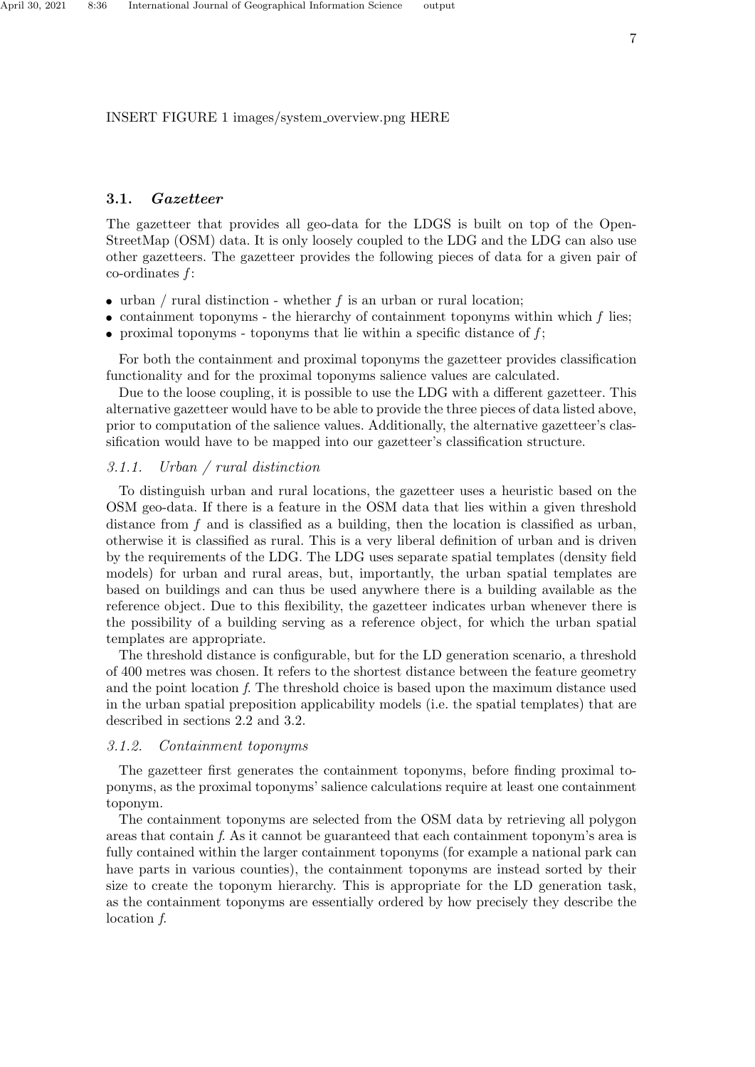INSERT FIGURE 1 images/system_overview.png HERE

### 3.1. *Gazetteer*

The gazetteer that provides all geo-data for the LDGS is built on top of the OpenStreetMap (OSM) data. It is only loosely coupled to the LDG and the LDG can also use other gazetteers. The gazetteer provides the following pieces of data for a given pair of co-ordinates $f$:

- urban / rural distinction - whether $f$ is an urban or rural location;
- containment toponyms - the hierarchy of containment toponyms within which $f$ lies;
- proximal toponyms - toponyms that lie within a specific distance of $f$;

For both the containment and proximal toponyms the gazetteer provides classification functionality and for the proximal toponyms salience values are calculated.

Due to the loose coupling, it is possible to use the LDG with a different gazetteer. This alternative gazetteer would have to be able to provide the three pieces of data listed above, prior to computation of the salience values. Additionally, the alternative gazetteer's classification would have to be mapped into our gazetteer's classification structure.

#### 3.1.1. *Urban / rural distinction*

To distinguish urban and rural locations, the gazetteer uses a heuristic based on the OSM geo-data. If there is a feature in the OSM data that lies within a given threshold distance from $f$ and is classified as a building, then the location is classified as urban, otherwise it is classified as rural. This is a very liberal definition of urban and is driven by the requirements of the LDG. The LDG uses separate spatial templates (density field models) for urban and rural areas, but, importantly, the urban spatial templates are based on buildings and can thus be used anywhere there is a building available as the reference object. Due to this flexibility, the gazetteer indicates urban whenever there is the possibility of a building serving as a reference object, for which the urban spatial templates are appropriate.

The threshold distance is configurable, but for the LD generation scenario, a threshold of 400 metres was chosen. It refers to the shortest distance between the feature geometry and the point location $f$. The threshold choice is based upon the maximum distance used in the urban spatial preposition applicability models (i.e. the spatial templates) that are described in sections 2.2 and 3.2.

#### 3.1.2. *Containment toponyms*

The gazetteer first generates the containment toponyms, before finding proximal toponyms, as the proximal toponyms' salience calculations require at least one containment toponym.

The containment toponyms are selected from the OSM data by retrieving all polygon areas that contain $f$. As it cannot be guaranteed that each containment toponym's area is fully contained within the larger containment toponyms (for example a national park can have parts in various counties), the containment toponyms are instead sorted by their size to create the toponym hierarchy. This is appropriate for the LD generation task, as the containment toponyms are essentially ordered by how precisely they describe the location $f$.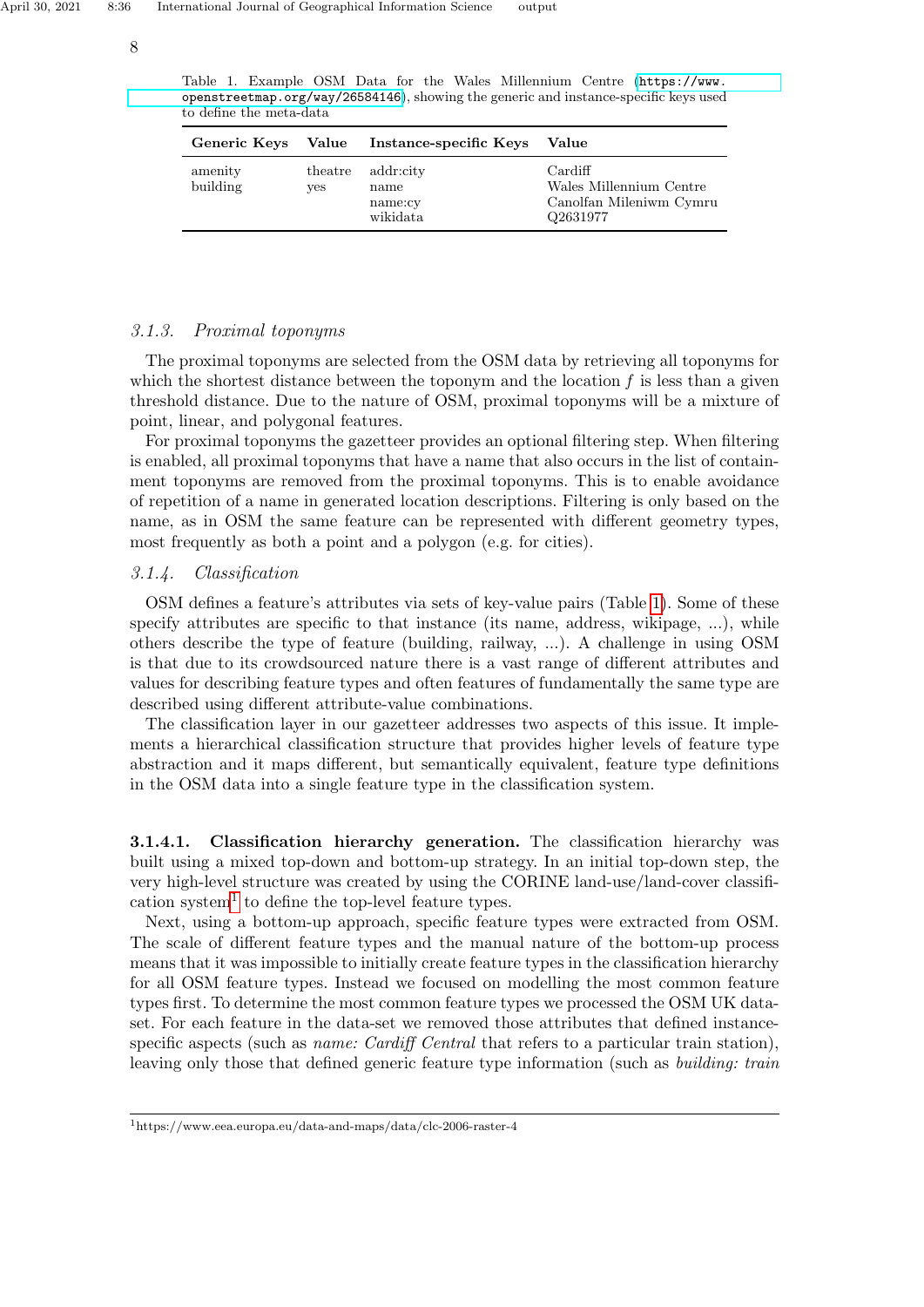Table 1. Example OSM Data for the Wales Millennium Centre (https://www.openstreetmap.org/way/26584146), showing the generic and instance-specific keys used to define the meta-data

| Generic Keys | Value | Instance-specific Keys | Value |
|---|---|---|---|
| amenity | theatre | addr:city | Cardiff |
| building | yes | name | Wales Millennium Centre |
| | | name:cy | Canolfan Mileniwm Cymru |
| | | wikidata | Q2631977 |

### 3.1.3. *Proximal toponyms*

The proximal toponyms are selected from the OSM data by retrieving all toponyms for which the shortest distance between the toponym and the location $f$ is less than a given threshold distance. Due to the nature of OSM, proximal toponyms will be a mixture of point, linear, and polygonal features.

For proximal toponyms the gazetteer provides an optional filtering step. When filtering is enabled, all proximal toponyms that have a name that also occurs in the list of containment toponyms are removed from the proximal toponyms. This is to enable avoidance of repetition of a name in generated location descriptions. Filtering is only based on the name, as in OSM the same feature can be represented with different geometry types, most frequently as both a point and a polygon (e.g. for cities).

### 3.1.4. *Classification*

OSM defines a feature's attributes via sets of key-value pairs (Table 1). Some of these specify attributes are specific to that instance (its name, address, wikipage, ...), while others describe the type of feature (building, railway, ...). A challenge in using OSM is that due to its crowdsourced nature there is a vast range of different attributes and values for describing feature types and often features of fundamentally the same type are described using different attribute-value combinations.

The classification layer in our gazetteer addresses two aspects of this issue. It implements a hierarchical classification structure that provides higher levels of feature type abstraction and it maps different, but semantically equivalent, feature type definitions in the OSM data into a single feature type in the classification system.

**3.1.4.1. Classification hierarchy generation.** The classification hierarchy was built using a mixed top-down and bottom-up strategy. In an initial top-down step, the very high-level structure was created by using the CORINE land-use/land-cover classification system[1] to define the top-level feature types.

Next, using a bottom-up approach, specific feature types were extracted from OSM. The scale of different feature types and the manual nature of the bottom-up process means that it was impossible to initially create feature types in the classification hierarchy for all OSM feature types. Instead we focused on modelling the most common feature types first. To determine the most common feature types we processed the OSM UK data-set. For each feature in the data-set we removed those attributes that defined instance-specific aspects (such as *name: Cardiff Central* that refers to a particular train station), leaving only those that defined generic feature type information (such as *building: train*

[1] https://www.eea.europa.eu/data-and-maps/data/clc-2006-raster-4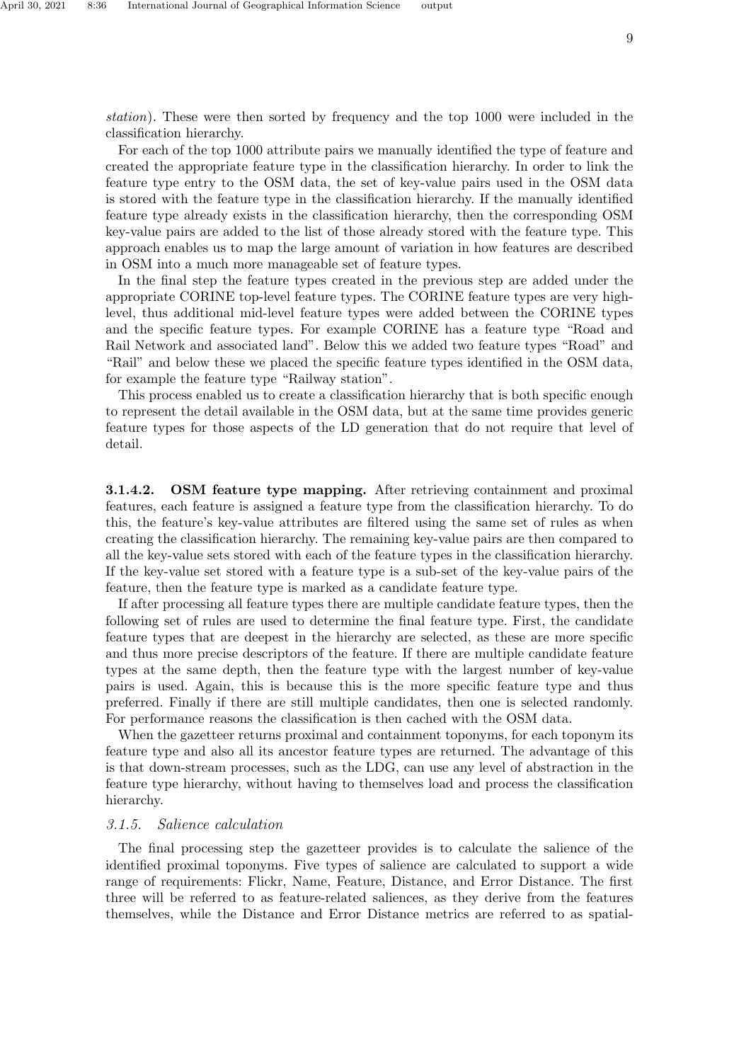*station*). These were then sorted by frequency and the top 1000 were included in the classification hierarchy.

For each of the top 1000 attribute pairs we manually identified the type of feature and created the appropriate feature type in the classification hierarchy. In order to link the feature type entry to the OSM data, the set of key-value pairs used in the OSM data is stored with the feature type in the classification hierarchy. If the manually identified feature type already exists in the classification hierarchy, then the corresponding OSM key-value pairs are added to the list of those already stored with the feature type. This approach enables us to map the large amount of variation in how features are described in OSM into a much more manageable set of feature types.

In the final step the feature types created in the previous step are added under the appropriate CORINE top-level feature types. The CORINE feature types are very high-level, thus additional mid-level feature types were added between the CORINE types and the specific feature types. For example CORINE has a feature type "Road and Rail Network and associated land". Below this we added two feature types "Road" and "Rail" and below these we placed the specific feature types identified in the OSM data, for example the feature type "Railway station".

This process enabled us to create a classification hierarchy that is both specific enough to represent the detail available in the OSM data, but at the same time provides generic feature types for those aspects of the LD generation that do not require that level of detail.

**3.1.4.2. OSM feature type mapping.** After retrieving containment and proximal features, each feature is assigned a feature type from the classification hierarchy. To do this, the feature's key-value attributes are filtered using the same set of rules as when creating the classification hierarchy. The remaining key-value pairs are then compared to all the key-value sets stored with each of the feature types in the classification hierarchy. If the key-value set stored with a feature type is a sub-set of the key-value pairs of the feature, then the feature type is marked as a candidate feature type.

If after processing all feature types there are multiple candidate feature types, then the following set of rules are used to determine the final feature type. First, the candidate feature types that are deepest in the hierarchy are selected, as these are more specific and thus more precise descriptors of the feature. If there are multiple candidate feature types at the same depth, then the feature type with the largest number of key-value pairs is used. Again, this is because this is the more specific feature type and thus preferred. Finally if there are still multiple candidates, then one is selected randomly. For performance reasons the classification is then cached with the OSM data.

When the gazetteer returns proximal and containment toponyms, for each toponym its feature type and also all its ancestor feature types are returned. The advantage of this is that down-stream processes, such as the LDG, can use any level of abstraction in the feature type hierarchy, without having to themselves load and process the classification hierarchy.

### *3.1.5. Salience calculation*

The final processing step the gazetteer provides is to calculate the salience of the identified proximal toponyms. Five types of salience are calculated to support a wide range of requirements: Flickr, Name, Feature, Distance, and Error Distance. The first three will be referred to as feature-related saliences, as they derive from the features themselves, while the Distance and Error Distance metrics are referred to as spatial-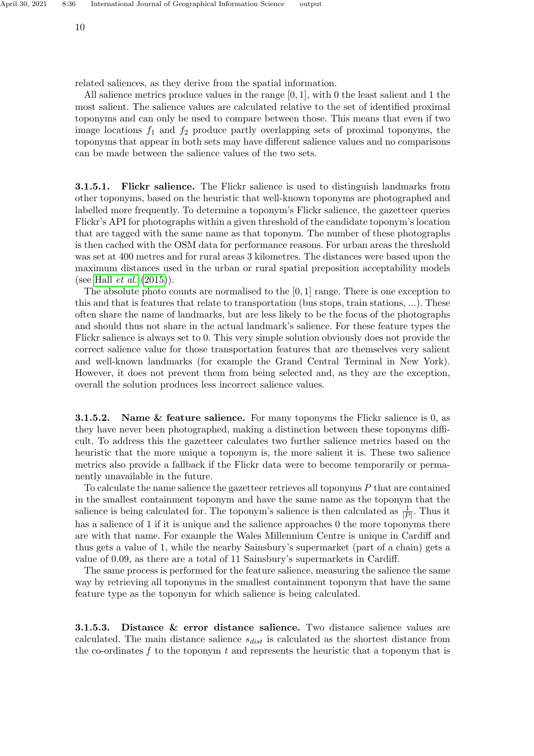related saliences, as they derive from the spatial information.

All salience metrics produce values in the range $[0, 1]$, with 0 the least salient and 1 the most salient. The salience values are calculated relative to the set of identified proximal toponyms and can only be used to compare between those. This means that even if two image locations $f_1$ and $f_2$ produce partly overlapping sets of proximal toponyms, the toponyms that appear in both sets may have different salience values and no comparisons can be made between the salience values of the two sets.

#### 3.1.5.1. Flickr salience.

The Flickr salience is used to distinguish landmarks from other toponyms, based on the heuristic that well-known toponyms are photographed and labelled more frequently. To determine a toponym's Flickr salience, the gazetteer queries Flickr's API for photographs within a given threshold of the candidate toponym's location that are tagged with the same name as that toponym. The number of these photographs is then cached with the OSM data for performance reasons. For urban areas the threshold was set at 400 metres and for rural areas 3 kilometres. The distances were based upon the maximum distances used in the urban or rural spatial preposition acceptability models (see Hall *et al.* (2015)).

The absolute photo counts are normalised to the $[0, 1]$ range. There is one exception to this and that is features that relate to transportation (bus stops, train stations, ...). These often share the name of landmarks, but are less likely to be the focus of the photographs and should thus not share in the actual landmark's salience. For these feature types the Flickr salience is always set to 0. This very simple solution obviously does not provide the correct salience value for those transportation features that are themselves very salient and well-known landmarks (for example the Grand Central Terminal in New York). However, it does not prevent them from being selected and, as they are the exception, overall the solution produces less incorrect salience values.

#### 3.1.5.2. Name & feature salience.

For many toponyms the Flickr salience is 0, as they have never been photographed, making a distinction between these toponyms difficult. To address this the gazetteer calculates two further salience metrics based on the heuristic that the more unique a toponym is, the more salient it is. These two salience metrics also provide a fallback if the Flickr data were to become temporarily or permanently unavailable in the future.

To calculate the name salience the gazetteer retrieves all toponyms $P$ that are contained in the smallest containment toponym and have the same name as the toponym that the salience is being calculated for. The toponym's salience is then calculated as $\frac{1}{|P|}$. Thus it has a salience of 1 if it is unique and the salience approaches 0 the more toponyms there are with that name. For example the Wales Millennium Centre is unique in Cardiff and thus gets a value of 1, while the nearby Sainsbury's supermarket (part of a chain) gets a value of 0.09, as there are a total of 11 Sainsbury's supermarkets in Cardiff.

The same process is performed for the feature salience, measuring the salience the same way by retrieving all toponyms in the smallest containment toponym that have the same feature type as the toponym for which salience is being calculated.

#### 3.1.5.3. Distance & error distance salience.

Two distance salience values are calculated. The main distance salience $s_{dist}$ is calculated as the shortest distance from the co-ordinates $f$ to the toponym $t$ and represents the heuristic that a toponym that is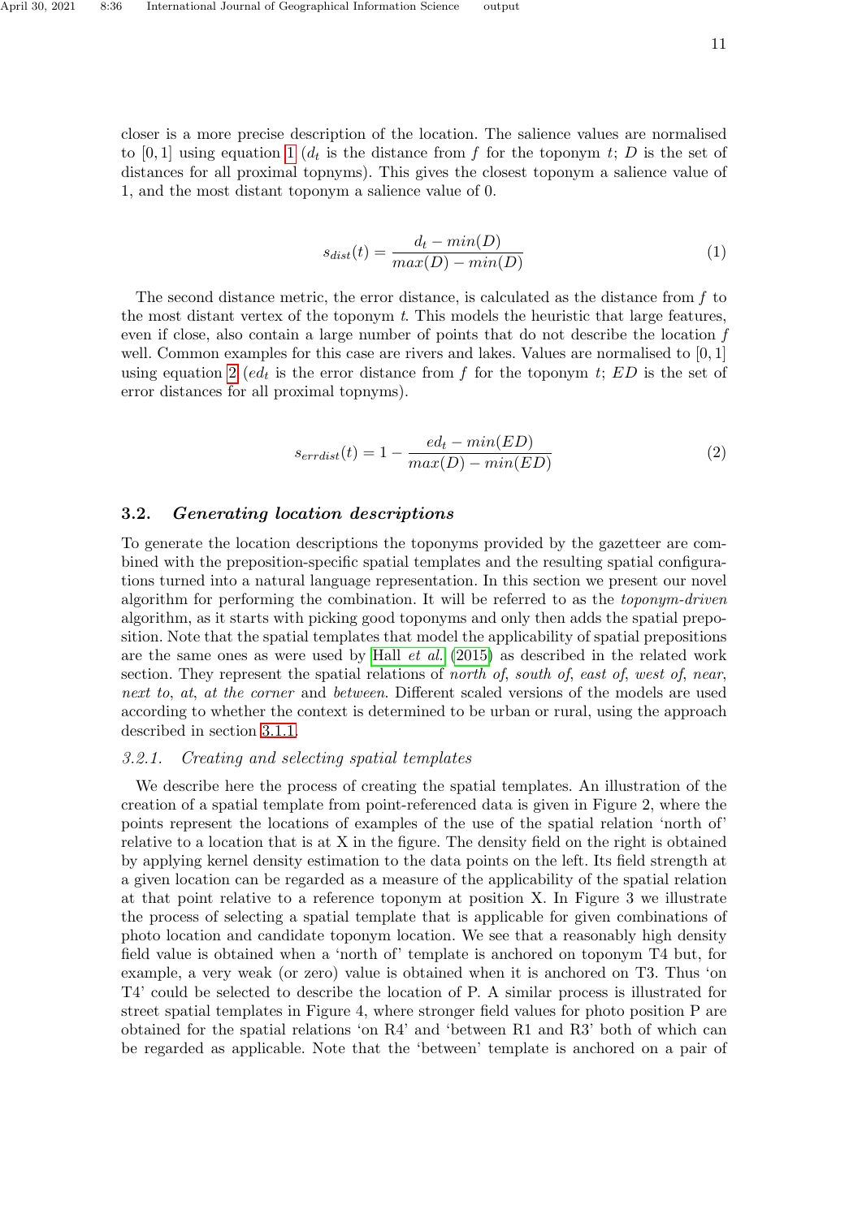closer is a more precise description of the location. The salience values are normalised to $[0, 1]$ using equation 1 ($d_t$ is the distance from $f$ for the toponym $t$; $D$ is the set of distances for all proximal topnyms). This gives the closest toponym a salience value of 1, and the most distant toponym a salience value of 0.

$$s_{dist}(t) = \frac{d_t - min(D)}{max(D) - min(D)} \tag{1}$$

The second distance metric, the error distance, is calculated as the distance from $f$ to the most distant vertex of the toponym $t$. This models the heuristic that large features, even if close, also contain a large number of points that do not describe the location $f$ well. Common examples for this case are rivers and lakes. Values are normalised to $[0, 1]$ using equation 2 ($ed_t$ is the error distance from $f$ for the toponym $t$; $ED$ is the set of error distances for all proximal topnyms).

$$s_{errdist}(t) = 1 - \frac{ed_t - min(ED)}{max(D) - min(ED)} \tag{2}$$

## 3.2. *Generating location descriptions*

To generate the location descriptions the toponyms provided by the gazetteer are combined with the preposition-specific spatial templates and the resulting spatial configurations turned into a natural language representation. In this section we present our novel algorithm for performing the combination. It will be referred to as the *toponym-driven* algorithm, as it starts with picking good toponyms and only then adds the spatial preposition. Note that the spatial templates that model the applicability of spatial prepositions are the same ones as were used by Hall *et al.* (2015) as described in the related work section. They represent the spatial relations of *north of*, *south of*, *east of*, *west of*, *near*, *next to*, *at*, *at the corner* and *between*. Different scaled versions of the models are used according to whether the context is determined to be urban or rural, using the approach described in section 3.1.1.

### *3.2.1. Creating and selecting spatial templates*

We describe here the process of creating the spatial templates. An illustration of the creation of a spatial template from point-referenced data is given in Figure 2, where the points represent the locations of examples of the use of the spatial relation 'north of' relative to a location that is at X in the figure. The density field on the right is obtained by applying kernel density estimation to the data points on the left. Its field strength at a given location can be regarded as a measure of the applicability of the spatial relation at that point relative to a reference toponym at position X. In Figure 3 we illustrate the process of selecting a spatial template that is applicable for given combinations of photo location and candidate toponym location. We see that a reasonably high density field value is obtained when a 'north of' template is anchored on toponym T4 but, for example, a very weak (or zero) value is obtained when it is anchored on T3. Thus 'on T4' could be selected to describe the location of P. A similar process is illustrated for street spatial templates in Figure 4, where stronger field values for photo position P are obtained for the spatial relations 'on R4' and 'between R1 and R3' both of which can be regarded as applicable. Note that the 'between' template is anchored on a pair of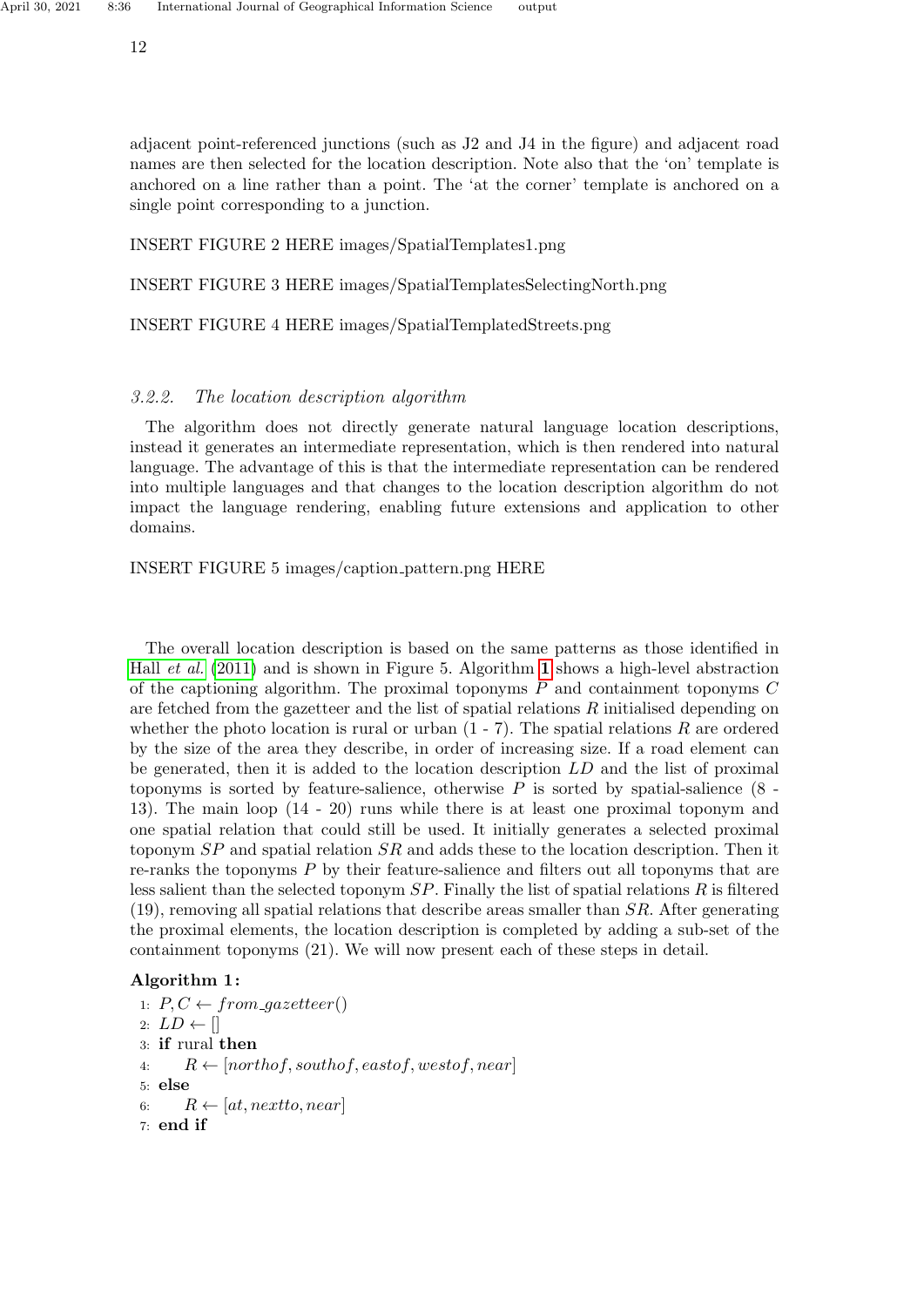adjacent point-referenced junctions (such as J2 and J4 in the figure) and adjacent road names are then selected for the location description. Note also that the 'on' template is anchored on a line rather than a point. The 'at the corner' template is anchored on a single point corresponding to a junction.

INSERT FIGURE 2 HERE images/SpatialTemplates1.png

INSERT FIGURE 3 HERE images/SpatialTemplatesSelectingNorth.png

INSERT FIGURE 4 HERE images/SpatialTemplatedStreets.png

### 3.2.2. *The location description algorithm*

The algorithm does not directly generate natural language location descriptions, instead it generates an intermediate representation, which is then rendered into natural language. The advantage of this is that the intermediate representation can be rendered into multiple languages and that changes to the location description algorithm do not impact the language rendering, enabling future extensions and application to other domains.

INSERT FIGURE 5 images/caption_pattern.png HERE

The overall location description is based on the same patterns as those identified in Hall *et al.* (2011) and is shown in Figure 5. Algorithm 1 shows a high-level abstraction of the captioning algorithm. The proximal toponyms $P$ and containment toponyms $C$ are fetched from the gazetteer and the list of spatial relations $R$ initialised depending on whether the photo location is rural or urban (1 - 7). The spatial relations $R$ are ordered by the size of the area they describe, in order of increasing size. If a road element can be generated, then it is added to the location description $LD$ and the list of proximal toponyms is sorted by feature-salience, otherwise $P$ is sorted by spatial-salience (8 - 13). The main loop (14 - 20) runs while there is at least one proximal toponym and one spatial relation that could still be used. It initially generates a selected proximal toponym $SP$ and spatial relation $SR$ and adds these to the location description. Then it re-ranks the toponyms $P$ by their feature-salience and filters out all toponyms that are less salient than the selected toponym $SP$. Finally the list of spatial relations $R$ is filtered (19), removing all spatial relations that describe areas smaller than $SR$. After generating the proximal elements, the location description is completed by adding a sub-set of the containment toponyms (21). We will now present each of these steps in detail.

**Algorithm 1:**

1: $P, C \leftarrow from\_gazetteer()$
2: $LD \leftarrow []$
3: **if** rural **then**
4: $\quad R \leftarrow [northof, southof, eastof, westof, near]$
5: **else**
6: $\quad R \leftarrow [at, nextto, near]$
7: **end if**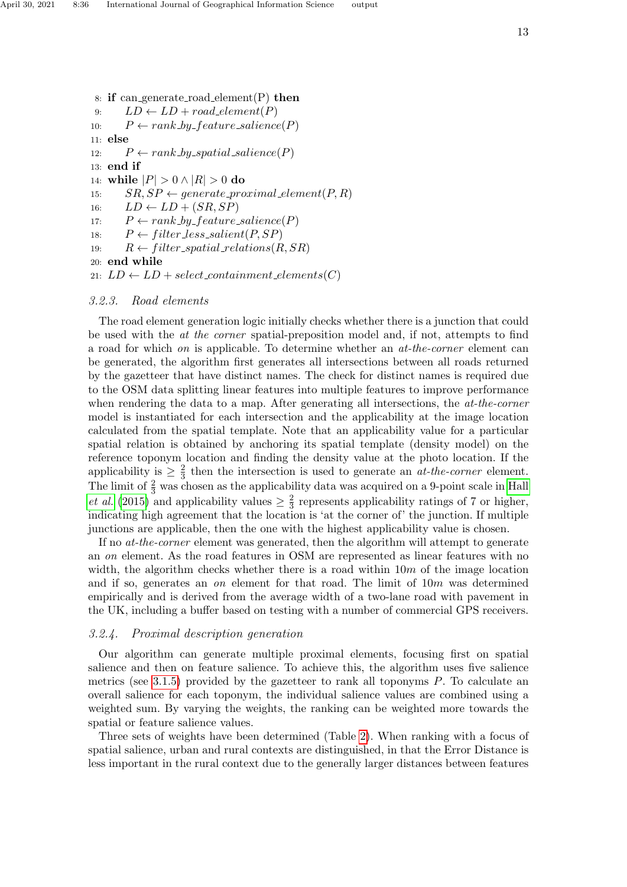```
8: if can_generate_road_element(P) then
9:     LD ← LD + road_element(P)
10:    P ← rank_by_feature_salience(P)
11: else
12:    P ← rank_by_spatial_salience(P)
13: end if
14: while |P| > 0 ∧ |R| > 0 do
15:    SR, SP ← generate_proximal_element(P, R)
16:    LD ← LD + (SR, SP)
17:    P ← rank_by_feature_salience(P)
18:    P ← filter_less_salient(P, SP)
19:    R ← filter_spatial_relations(R, SR)
20: end while
21: LD ← LD + select_containment_elements(C)
```

#### 3.2.3. Road elements

The road element generation logic initially checks whether there is a junction that could be used with the *at the corner* spatial-preposition model and, if not, attempts to find a road for which *on* is applicable. To determine whether an *at-the-corner* element can be generated, the algorithm first generates all intersections between all roads returned by the gazetteer that have distinct names. The check for distinct names is required due to the OSM data splitting linear features into multiple features to improve performance when rendering the data to a map. After generating all intersections, the *at-the-corner* model is instantiated for each intersection and the applicability at the image location calculated from the spatial template. Note that an applicability value for a particular spatial relation is obtained by anchoring its spatial template (density model) on the reference toponym location and finding the density value at the photo location. If the applicability is $\geq \frac{2}{3}$ then the intersection is used to generate an *at-the-corner* element. The limit of $\frac{2}{3}$ was chosen as the applicability data was acquired on a 9-point scale in Hall *et al.* (2015) and applicability values $\geq \frac{2}{3}$ represents applicability ratings of 7 or higher, indicating high agreement that the location is 'at the corner of' the junction. If multiple junctions are applicable, then the one with the highest applicability value is chosen.

If no *at-the-corner* element was generated, then the algorithm will attempt to generate an *on* element. As the road features in OSM are represented as linear features with no width, the algorithm checks whether there is a road within $10m$ of the image location and if so, generates an *on* element for that road. The limit of $10m$ was determined empirically and is derived from the average width of a two-lane road with pavement in the UK, including a buffer based on testing with a number of commercial GPS receivers.

#### 3.2.4. Proximal description generation

Our algorithm can generate multiple proximal elements, focusing first on spatial salience and then on feature salience. To achieve this, the algorithm uses five salience metrics (see 3.1.5) provided by the gazetteer to rank all toponyms $P$. To calculate an overall salience for each toponym, the individual salience values are combined using a weighted sum. By varying the weights, the ranking can be weighted more towards the spatial or feature salience values.

Three sets of weights have been determined (Table 2). When ranking with a focus of spatial salience, urban and rural contexts are distinguished, in that the Error Distance is less important in the rural context due to the generally larger distances between features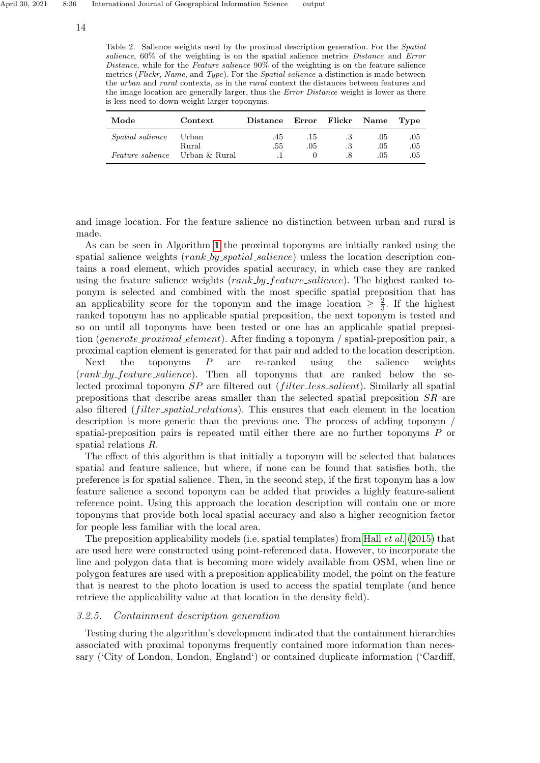Table 2. Salience weights used by the proximal description generation. For the *Spatial salience*, 60% of the weighting is on the spatial salience metrics *Distance* and *Error Distance*, while for the *Feature salience* 90% of the weighting is on the feature salience metrics (*Flickr*, *Name*, and *Type*). For the *Spatial salience* a distinction is made between the *urban* and *rural* contexts, as in the *rural* context the distances between features and the image location are generally larger, thus the *Error Distance* weight is lower as there is less need to down-weight larger toponyms.

| Mode | Context | Distance | Error | Flickr | Name | Type |
|---|---|---|---|---|---|---|
| *Spatial salience* | Urban | .45 | .15 | .3 | .05 | .05 |
| | Rural | .55 | .05 | .3 | .05 | .05 |
| *Feature salience* | Urban & Rural | .1 | 0 | .8 | .05 | .05 |

and image location. For the feature salience no distinction between urban and rural is made.

As can be seen in Algorithm 1 the proximal toponyms are initially ranked using the spatial salience weights ($rank\_by\_spatial\_salience$) unless the location description contains a road element, which provides spatial accuracy, in which case they are ranked using the feature salience weights ($rank\_by\_feature\_salience$). The highest ranked toponym is selected and combined with the most specific spatial preposition that has an applicability score for the toponym and the image location $\geq \frac{2}{3}$. If the highest ranked toponym has no applicable spatial preposition, the next toponym is tested and so on until all toponyms have been tested or one has an applicable spatial preposition ($generate\_proximal\_element$). After finding a toponym / spatial-preposition pair, a proximal caption element is generated for that pair and added to the location description.

Next the toponyms $P$ are re-ranked using the salience weights ($rank\_by\_feature\_salience$). Then all toponyms that are ranked below the selected proximal toponym $SP$ are filtered out ($filter\_less\_salient$). Similarly all spatial prepositions that describe areas smaller than the selected spatial preposition $SR$ are also filtered ($filter\_spatial\_relations$). This ensures that each element in the location description is more generic than the previous one. The process of adding toponym / spatial-preposition pairs is repeated until either there are no further toponyms $P$ or spatial relations $R$.

The effect of this algorithm is that initially a toponym will be selected that balances spatial and feature salience, but where, if none can be found that satisfies both, the preference is for spatial salience. Then, in the second step, if the first toponym has a low feature salience a second toponym can be added that provides a highly feature-salient reference point. Using this approach the location description will contain one or more toponyms that provide both local spatial accuracy and also a higher recognition factor for people less familiar with the local area.

The preposition applicability models (i.e. spatial templates) from Hall *et al.* (2015) that are used here were constructed using point-referenced data. However, to incorporate the line and polygon data that is becoming more widely available from OSM, when line or polygon features are used with a preposition applicability model, the point on the feature that is nearest to the photo location is used to access the spatial template (and hence retrieve the applicability value at that location in the density field).

### 3.2.5. *Containment description generation*

Testing during the algorithm's development indicated that the containment hierarchies associated with proximal toponyms frequently contained more information than necessary ('City of London, London, England') or contained duplicate information ('Cardiff,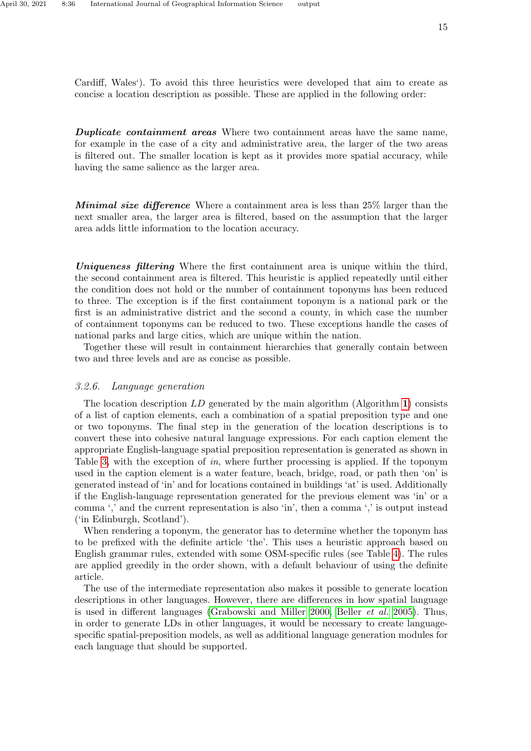Cardiff, Wales'). To avoid this three heuristics were developed that aim to create as concise a location description as possible. These are applied in the following order:

***Duplicate containment areas*** Where two containment areas have the same name, for example in the case of a city and administrative area, the larger of the two areas is filtered out. The smaller location is kept as it provides more spatial accuracy, while having the same salience as the larger area.

***Minimal size difference*** Where a containment area is less than 25% larger than the next smaller area, the larger area is filtered, based on the assumption that the larger area adds little information to the location accuracy.

***Uniqueness filtering*** Where the first containment area is unique within the third, the second containment area is filtered. This heuristic is applied repeatedly until either the condition does not hold or the number of containment toponyms has been reduced to three. The exception is if the first containment toponym is a national park or the first is an administrative district and the second a county, in which case the number of containment toponyms can be reduced to two. These exceptions handle the cases of national parks and large cities, which are unique within the nation.

Together these will result in containment hierarchies that generally contain between two and three levels and are as concise as possible.

### *3.2.6. Language generation*

The location description $LD$ generated by the main algorithm (Algorithm **1**) consists of a list of caption elements, each a combination of a spatial preposition type and one or two toponyms. The final step in the generation of the location descriptions is to convert these into cohesive natural language expressions. For each caption element the appropriate English-language spatial preposition representation is generated as shown in Table 3, with the exception of *in*, where further processing is applied. If the toponym used in the caption element is a water feature, beach, bridge, road, or path then 'on' is generated instead of 'in' and for locations contained in buildings 'at' is used. Additionally if the English-language representation generated for the previous element was 'in' or a comma ',' and the current representation is also 'in', then a comma ',' is output instead ('in Edinburgh, Scotland').

When rendering a toponym, the generator has to determine whether the toponym has to be prefixed with the definite article 'the'. This uses a heuristic approach based on English grammar rules, extended with some OSM-specific rules (see Table 4). The rules are applied greedily in the order shown, with a default behaviour of using the definite article.

The use of the intermediate representation also makes it possible to generate location descriptions in other languages. However, there are differences in how spatial language is used in different languages (Grabowski and Miller 2000, Beller *et al.* 2005). Thus, in order to generate LDs in other languages, it would be necessary to create language-specific spatial-preposition models, as well as additional language generation modules for each language that should be supported.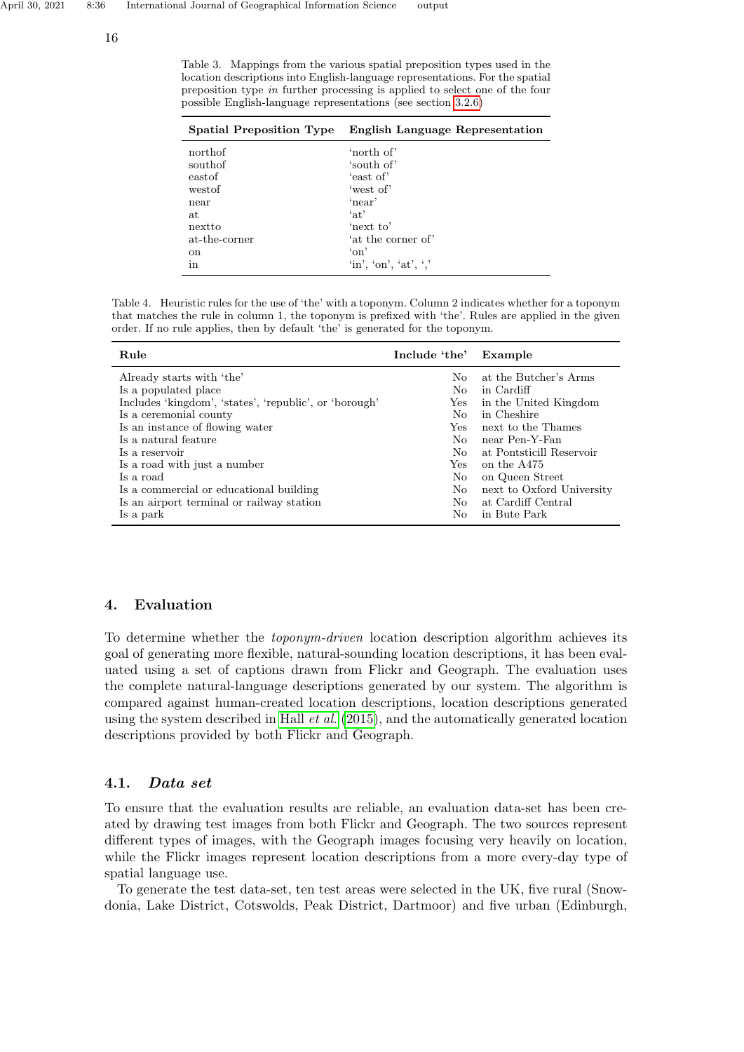Table 3. Mappings from the various spatial preposition types used in the location descriptions into English-language representations. For the spatial preposition type *in* further processing is applied to select one of the four possible English-language representations (see section 3.2.6)

| Spatial Preposition Type | English Language Representation |
|---|---|
| northof | 'north of' |
| southof | 'south of' |
| eastof | 'east of' |
| westof | 'west of' |
| near | 'near' |
| at | 'at' |
| nextto | 'next to' |
| at-the-corner | 'at the corner of' |
| on | 'on' |
| in | 'in', 'on', 'at', ',' |

Table 4. Heuristic rules for the use of 'the' with a toponym. Column 2 indicates whether for a toponym that matches the rule in column 1, the toponym is prefixed with 'the'. Rules are applied in the given order. If no rule applies, then by default 'the' is generated for the toponym.

| Rule | Include 'the' | Example |
|---|---|---|
| Already starts with 'the' | No | at the Butcher's Arms |
| Is a populated place | No | in Cardiff |
| Includes 'kingdom', 'states', 'republic', or 'borough' | Yes | in the United Kingdom |
| Is a ceremonial county | No | in Cheshire |
| Is an instance of flowing water | Yes | next to the Thames |
| Is a natural feature | No | near Pen-Y-Fan |
| Is a reservoir | No | at Pontsticill Reservoir |
| Is a road with just a number | Yes | on the A475 |
| Is a road | No | on Queen Street |
| Is a commercial or educational building | No | next to Oxford University |
| Is an airport terminal or railway station | No | at Cardiff Central |
| Is a park | No | in Bute Park |

## 4. Evaluation

To determine whether the *toponym-driven* location description algorithm achieves its goal of generating more flexible, natural-sounding location descriptions, it has been evaluated using a set of captions drawn from Flickr and Geograph. The evaluation uses the complete natural-language descriptions generated by our system. The algorithm is compared against human-created location descriptions, location descriptions generated using the system described in Hall *et al.* (2015), and the automatically generated location descriptions provided by both Flickr and Geograph.

### 4.1. *Data set*

To ensure that the evaluation results are reliable, an evaluation data-set has been created by drawing test images from both Flickr and Geograph. The two sources represent different types of images, with the Geograph images focusing very heavily on location, while the Flickr images represent location descriptions from a more every-day type of spatial language use.

To generate the test data-set, ten test areas were selected in the UK, five rural (Snowdonia, Lake District, Cotswolds, Peak District, Dartmoor) and five urban (Edinburgh,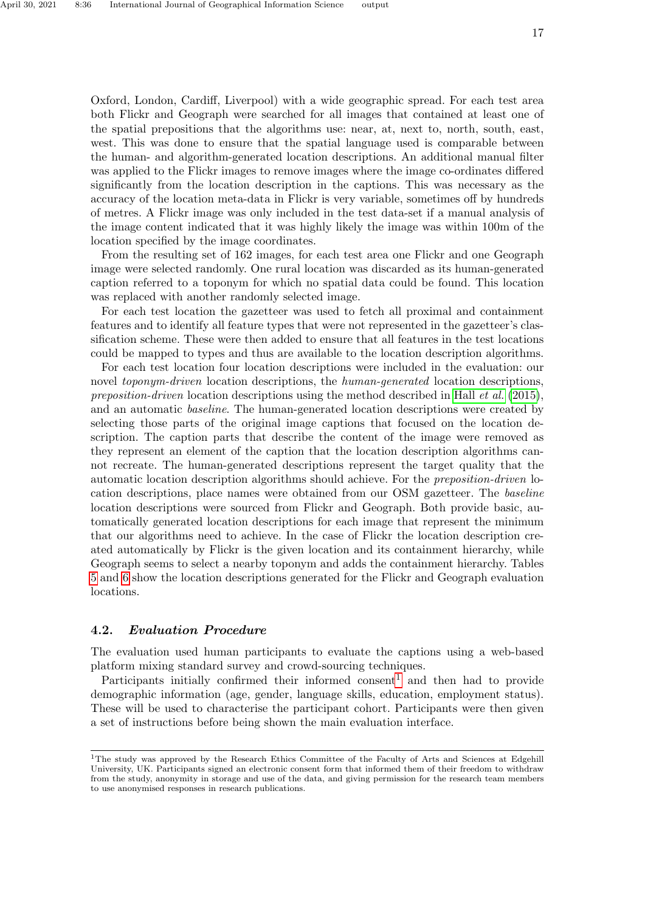Oxford, London, Cardiff, Liverpool) with a wide geographic spread. For each test area both Flickr and Geograph were searched for all images that contained at least one of the spatial prepositions that the algorithms use: near, at, next to, north, south, east, west. This was done to ensure that the spatial language used is comparable between the human- and algorithm-generated location descriptions. An additional manual filter was applied to the Flickr images to remove images where the image co-ordinates differed significantly from the location description in the captions. This was necessary as the accuracy of the location meta-data in Flickr is very variable, sometimes off by hundreds of metres. A Flickr image was only included in the test data-set if a manual analysis of the image content indicated that it was highly likely the image was within 100m of the location specified by the image coordinates.

From the resulting set of 162 images, for each test area one Flickr and one Geograph image were selected randomly. One rural location was discarded as its human-generated caption referred to a toponym for which no spatial data could be found. This location was replaced with another randomly selected image.

For each test location the gazetteer was used to fetch all proximal and containment features and to identify all feature types that were not represented in the gazetteer's classification scheme. These were then added to ensure that all features in the test locations could be mapped to types and thus are available to the location description algorithms.

For each test location four location descriptions were included in the evaluation: our novel *toponym-driven* location descriptions, the *human-generated* location descriptions, *preposition-driven* location descriptions using the method described in Hall *et al.* (2015), and an automatic *baseline*. The human-generated location descriptions were created by selecting those parts of the original image captions that focused on the location description. The caption parts that describe the content of the image were removed as they represent an element of the caption that the location description algorithms cannot recreate. The human-generated descriptions represent the target quality that the automatic location description algorithms should achieve. For the *preposition-driven* location descriptions, place names were obtained from our OSM gazetteer. The *baseline* location descriptions were sourced from Flickr and Geograph. Both provide basic, automatically generated location descriptions for each image that represent the minimum that our algorithms need to achieve. In the case of Flickr the location description created automatically by Flickr is the given location and its containment hierarchy, while Geograph seems to select a nearby toponym and adds the containment hierarchy. Tables 5 and 6 show the location descriptions generated for the Flickr and Geograph evaluation locations.

## 4.2. *Evaluation Procedure*

The evaluation used human participants to evaluate the captions using a web-based platform mixing standard survey and crowd-sourcing techniques.

Participants initially confirmed their informed consent[1] and then had to provide demographic information (age, gender, language skills, education, employment status). These will be used to characterise the participant cohort. Participants were then given a set of instructions before being shown the main evaluation interface.

---

[1] The study was approved by the Research Ethics Committee of the Faculty of Arts and Sciences at Edgehill University, UK. Participants signed an electronic consent form that informed them of their freedom to withdraw from the study, anonymity in storage and use of the data, and giving permission for the research team members to use anonymised responses in research publications.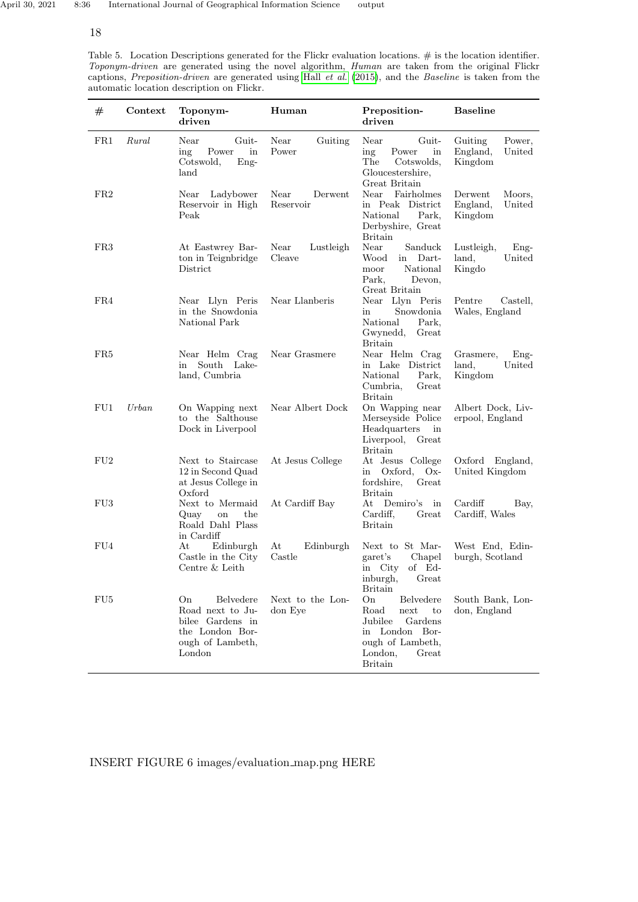Table 5. Location Descriptions generated for the Flickr evaluation locations. # is the location identifier. *Toponym-driven* are generated using the novel algorithm, *Human* are taken from the original Flickr captions, *Preposition-driven* are generated using Hall *et al.* (2015), and the *Baseline* is taken from the automatic location description on Flickr.

| # | Context | Toponym-driven | Human | Preposition-driven | Baseline |
|---|---|---|---|---|---|
| FR1 | *Rural* | Near Guiting Power in Cotswold, England | Near Guiting Power | Near Guiting Power in The Cotswolds, Gloucestershire, Great Britain | Guiting Power, England, United Kingdom |
| FR2 | | Near Ladybower Reservoir in High Peak | Near Derwent Reservoir | Near Fairholmes in Peak District National Park, Derbyshire, Great Britain | Derwent Moors, England, United Kingdom |
| FR3 | | At Eastwrey Barton in Teignbridge District | Near Lustleigh Cleave | Near Sanduck Wood in Dartmoor National Park, Devon, Great Britain | Lustleigh, England, United Kingdo |
| FR4 | | Near Llyn Peris in the Snowdonia National Park | Near Llanberis | Near Llyn Peris in Snowdonia National Park, Gwynedd, Great Britain | Pentre Castell, Wales, England |
| FR5 | | Near Helm Crag in South Lakeland, Cumbria | Near Grasmere | Near Helm Crag in Lake District National Park, Cumbria, Great Britain | Grasmere, England, United Kingdom |
| FU1 | *Urban* | On Wapping next to the Salthouse Dock in Liverpool | Near Albert Dock | On Wapping near Merseyside Police Headquarters in Liverpool, Great Britain | Albert Dock, Liverpool, England |
| FU2 | | Next to Staircase 12 in Second Quad at Jesus College in Oxford | At Jesus College | At Jesus College in Oxford, Oxfordshire, Great Britain | Oxford England, United Kingdom |
| FU3 | | Next to Mermaid Quay on the Roald Dahl Plass in Cardiff | At Cardiff Bay | At Demiro's in Cardiff, Great Britain | Cardiff Bay, Cardiff, Wales |
| FU4 | | At Edinburgh Castle in the City Centre & Leith | At Edinburgh Castle | Next to St Margaret's Chapel in City of Edinburgh, Great Britain | West End, Edinburgh, Scotland |
| FU5 | | On Belvedere Road next to Jubilee Gardens in the London Borough of Lambeth, London | Next to the London Eye | On Belvedere Road next to Jubilee Gardens in London Borough of Lambeth, London, Great Britain | South Bank, London, England |

INSERT FIGURE 6 images/evaluation_map.png HERE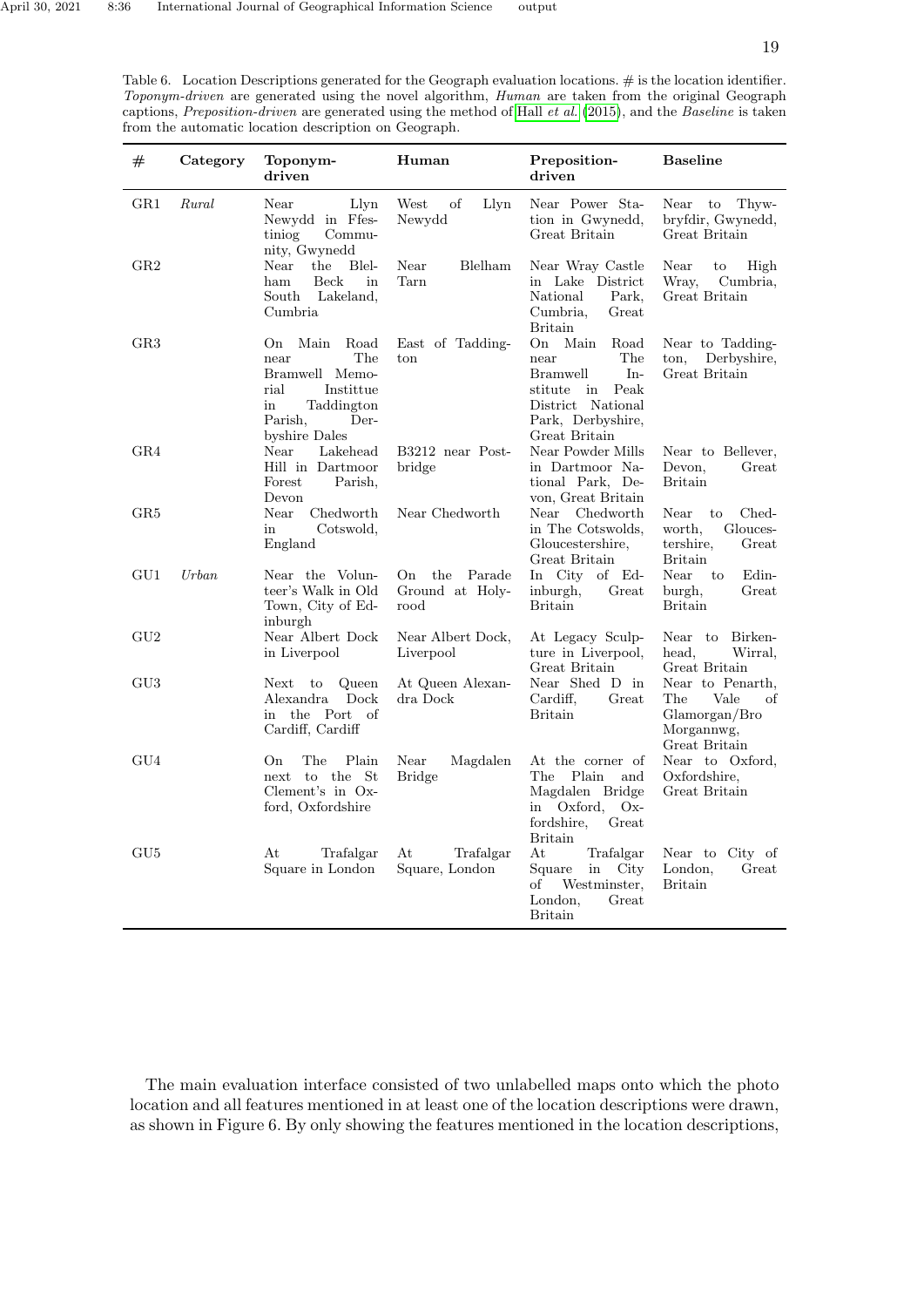Table 6. Location Descriptions generated for the Geograph evaluation locations. # is the location identifier. *Toponym-driven* are generated using the novel algorithm, *Human* are taken from the original Geograph captions, *Preposition-driven* are generated using the method of Hall *et al.* (2015), and the *Baseline* is taken from the automatic location description on Geograph.

| # | Category | Toponym-driven | Human | Preposition-driven | Baseline |
|---|---|---|---|---|---|
| GR1 | *Rural* | Near Llyn Newydd in Ffestiniog Community, Gwynedd | West of Llyn Newydd | Near Power Station in Gwynedd, Great Britain | Near to Thywbryfdir, Gwynedd, Great Britain |
| GR2 | | Near the Blelham Beck in South Lakeland, Cumbria | Near Blelham Tarn | Near Wray Castle in Lake District National Park, Cumbria, Great Britain | Near to High Wray, Cumbria, Great Britain |
| GR3 | | On Main Road near The Bramwell Memorial Instittue in Taddington Parish, Derbyshire Dales | East of Taddington | On Main Road near The Bramwell Institute in Peak District National Park, Derbyshire, Great Britain | Near to Taddington, Derbyshire, Great Britain |
| GR4 | | Near Lakehead Hill in Dartmoor Forest Parish, Devon | B3212 near Postbridge | Near Powder Mills in Dartmoor National Park, Devon, Great Britain | Near to Bellever, Devon, Great Britain |
| GR5 | | Near Chedworth in Cotswold, England | Near Chedworth | Near Chedworth in The Cotswolds, Gloucestershire, Great Britain | Near to Chedworth, Gloucestershire, Great Britain |
| GU1 | *Urban* | Near the Volunteer's Walk in Old Town, City of Edinburgh | On the Parade Ground at Holyrood | In City of Edinburgh, Great Britain | Near to Edinburgh, Great Britain |
| GU2 | | Near Albert Dock in Liverpool | Near Albert Dock, Liverpool | At Legacy Sculpture in Liverpool, Great Britain | Near to Birkenhead, Wirral, Great Britain |
| GU3 | | Next to Queen Alexandra Dock in the Port of Cardiff, Cardiff | At Queen Alexandra Dock | Near Shed D in Cardiff, Great Britain | Near to Penarth, The Vale of Glamorgan/Bro Morgannwg, Great Britain |
| GU4 | | On The Plain next to the St Clement's in Oxford, Oxfordshire | Near Magdalen Bridge | At the corner of The Plain and Magdalen Bridge in Oxford, Oxfordshire, Great Britain | Near to Oxford, Oxfordshire, Great Britain |
| GU5 | | At Trafalgar Square in London | At Trafalgar Square, London | At Trafalgar Square in City of Westminster, London, Great Britain | Near to City of London, Great Britain |

The main evaluation interface consisted of two unlabelled maps onto which the photo location and all features mentioned in at least one of the location descriptions were drawn, as shown in Figure 6. By only showing the features mentioned in the location descriptions,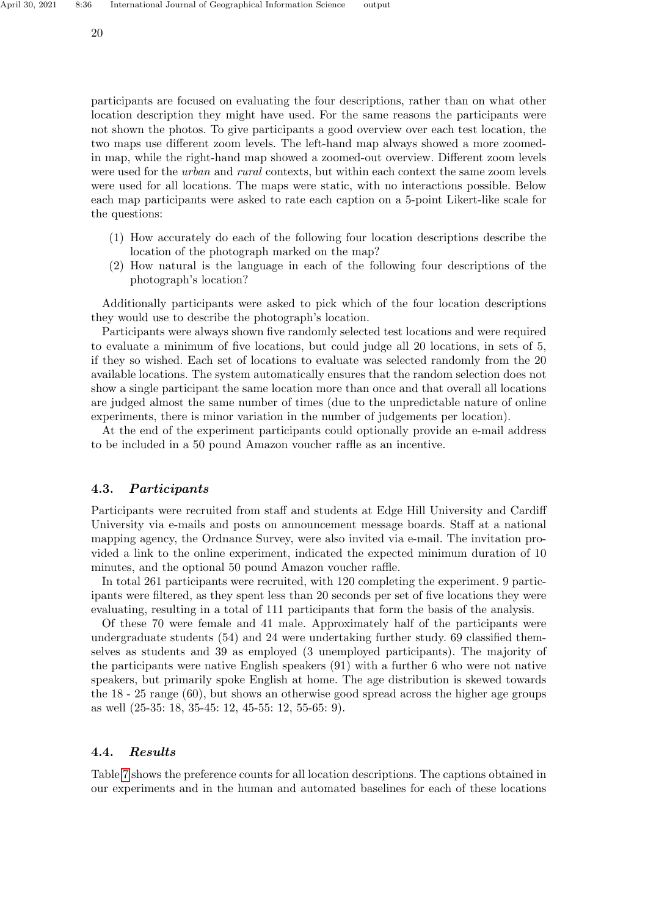participants are focused on evaluating the four descriptions, rather than on what other location description they might have used. For the same reasons the participants were not shown the photos. To give participants a good overview over each test location, the two maps use different zoom levels. The left-hand map always showed a more zoomed-in map, while the right-hand map showed a zoomed-out overview. Different zoom levels were used for the *urban* and *rural* contexts, but within each context the same zoom levels were used for all locations. The maps were static, with no interactions possible. Below each map participants were asked to rate each caption on a 5-point Likert-like scale for the questions:

(1) How accurately do each of the following four location descriptions describe the location of the photograph marked on the map?
(2) How natural is the language in each of the following four descriptions of the photograph's location?

Additionally participants were asked to pick which of the four location descriptions they would use to describe the photograph's location.

Participants were always shown five randomly selected test locations and were required to evaluate a minimum of five locations, but could judge all 20 locations, in sets of 5, if they so wished. Each set of locations to evaluate was selected randomly from the 20 available locations. The system automatically ensures that the random selection does not show a single participant the same location more than once and that overall all locations are judged almost the same number of times (due to the unpredictable nature of online experiments, there is minor variation in the number of judgements per location).

At the end of the experiment participants could optionally provide an e-mail address to be included in a 50 pound Amazon voucher raffle as an incentive.

## 4.3. *Participants*

Participants were recruited from staff and students at Edge Hill University and Cardiff University via e-mails and posts on announcement message boards. Staff at a national mapping agency, the Ordnance Survey, were also invited via e-mail. The invitation provided a link to the online experiment, indicated the expected minimum duration of 10 minutes, and the optional 50 pound Amazon voucher raffle.

In total 261 participants were recruited, with 120 completing the experiment. 9 participants were filtered, as they spent less than 20 seconds per set of five locations they were evaluating, resulting in a total of 111 participants that form the basis of the analysis.

Of these 70 were female and 41 male. Approximately half of the participants were undergraduate students (54) and 24 were undertaking further study. 69 classified themselves as students and 39 as employed (3 unemployed participants). The majority of the participants were native English speakers (91) with a further 6 who were not native speakers, but primarily spoke English at home. The age distribution is skewed towards the 18 - 25 range (60), but shows an otherwise good spread across the higher age groups as well (25-35: 18, 35-45: 12, 45-55: 12, 55-65: 9).

## 4.4. *Results*

Table 7 shows the preference counts for all location descriptions. The captions obtained in our experiments and in the human and automated baselines for each of these locations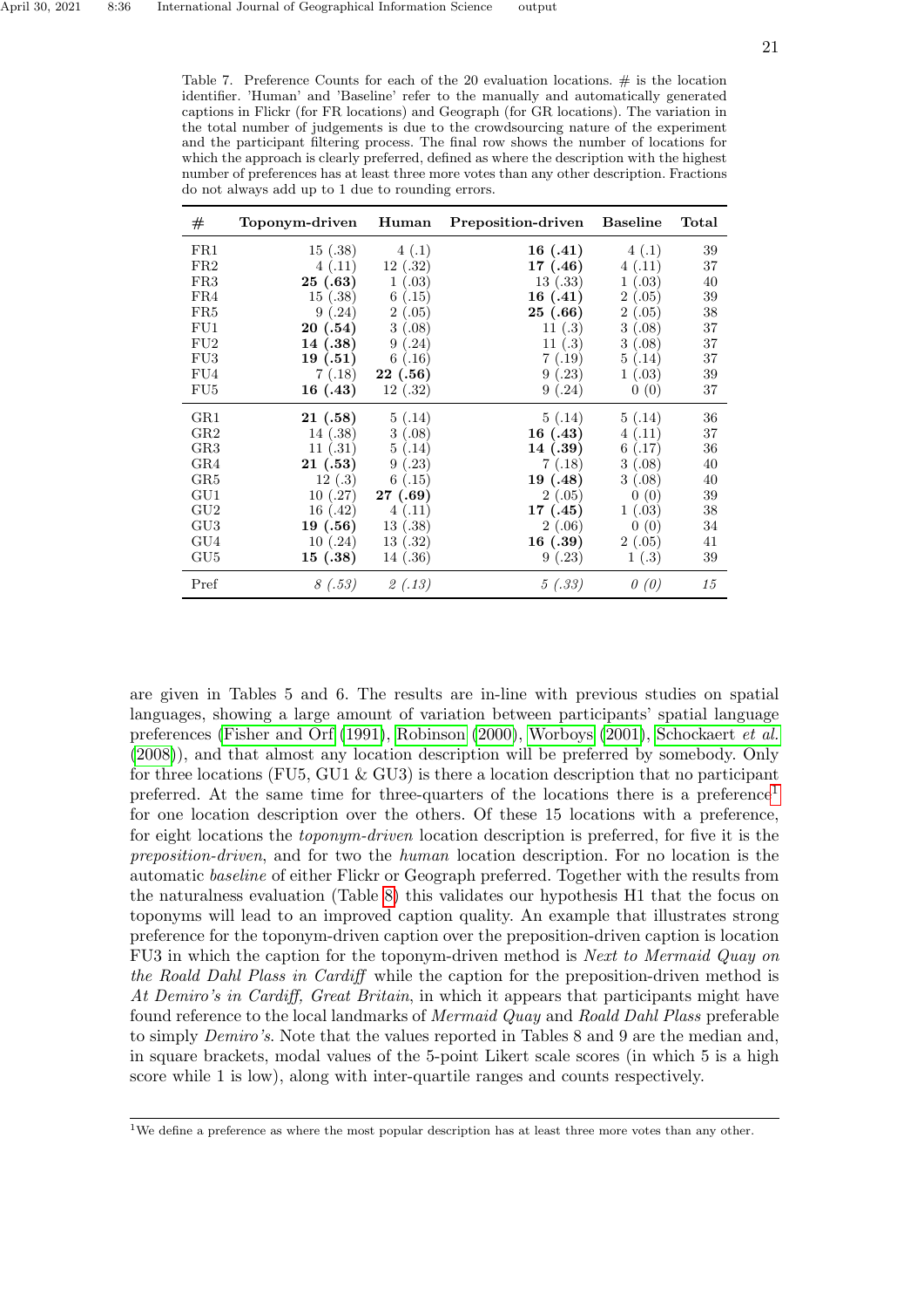Table 7. Preference Counts for each of the 20 evaluation locations. # is the location identifier. 'Human' and 'Baseline' refer to the manually and automatically generated captions in Flickr (for FR locations) and Geograph (for GR locations). The variation in the total number of judgements is due to the crowdsourcing nature of the experiment and the participant filtering process. The final row shows the number of locations for which the approach is clearly preferred, defined as where the description with the highest number of preferences has at least three more votes than any other description. Fractions do not always add up to 1 due to rounding errors.

| # | Toponym-driven | Human | Preposition-driven | Baseline | Total |
|---|---|---|---|---|---|
| FR1 | 15 (.38) | 4 (.1) | **16 (.41)** | 4 (.1) | 39 |
| FR2 | 4 (.11) | 12 (.32) | **17 (.46)** | 4 (.11) | 37 |
| FR3 | **25 (.63)** | 1 (.03) | 13 (.33) | 1 (.03) | 40 |
| FR4 | 15 (.38) | 6 (.15) | **16 (.41)** | 2 (.05) | 39 |
| FR5 | 9 (.24) | 2 (.05) | **25 (.66)** | 2 (.05) | 38 |
| FU1 | **20 (.54)** | 3 (.08) | 11 (.3) | 3 (.08) | 37 |
| FU2 | **14 (.38)** | 9 (.24) | 11 (.3) | 3 (.08) | 37 |
| FU3 | **19 (.51)** | 6 (.16) | 7 (.19) | 5 (.14) | 37 |
| FU4 | 7 (.18) | **22 (.56)** | 9 (.23) | 1 (.03) | 39 |
| FU5 | **16 (.43)** | 12 (.32) | 9 (.24) | 0 (0) | 37 |
| GR1 | **21 (.58)** | 5 (.14) | 5 (.14) | 5 (.14) | 36 |
| GR2 | 14 (.38) | 3 (.08) | **16 (.43)** | 4 (.11) | 37 |
| GR3 | 11 (.31) | 5 (.14) | **14 (.39)** | 6 (.17) | 36 |
| GR4 | **21 (.53)** | 9 (.23) | 7 (.18) | 3 (.08) | 40 |
| GR5 | 12 (.3) | 6 (.15) | **19 (.48)** | 3 (.08) | 40 |
| GU1 | 10 (.27) | **27 (.69)** | 2 (.05) | 0 (0) | 39 |
| GU2 | 16 (.42) | 4 (.11) | **17 (.45)** | 1 (.03) | 38 |
| GU3 | **19 (.56)** | 13 (.38) | 2 (.06) | 0 (0) | 34 |
| GU4 | 10 (.24) | 13 (.32) | **16 (.39)** | 2 (.05) | 41 |
| GU5 | **15 (.38)** | 14 (.36) | 9 (.23) | 1 (.3) | 39 |
| Pref | *8 (.53)* | *2 (.13)* | *5 (.33)* | *0 (0)* | *15* |

are given in Tables 5 and 6. The results are in-line with previous studies on spatial languages, showing a large amount of variation between participants' spatial language preferences (Fisher and Orf (1991), Robinson (2000), Worboys (2001), Schockaert *et al.* (2008)), and that almost any location description will be preferred by somebody. Only for three locations (FU5, GU1 & GU3) is there a location description that no participant preferred. At the same time for three-quarters of the locations there is a preference[1] for one location description over the others. Of these 15 locations with a preference, for eight locations the *toponym-driven* location description is preferred, for five it is the *preposition-driven*, and for two the *human* location description. For no location is the automatic *baseline* of either Flickr or Geograph preferred. Together with the results from the naturalness evaluation (Table 8) this validates our hypothesis H1 that the focus on toponyms will lead to an improved caption quality. An example that illustrates strong preference for the toponym-driven caption over the preposition-driven caption is location FU3 in which the caption for the toponym-driven method is *Next to Mermaid Quay on the Roald Dahl Plass in Cardiff* while the caption for the preposition-driven method is *At Demiro's in Cardiff, Great Britain*, in which it appears that participants might have found reference to the local landmarks of *Mermaid Quay* and *Roald Dahl Plass* preferable to simply *Demiro's*. Note that the values reported in Tables 8 and 9 are the median and, in square brackets, modal values of the 5-point Likert scale scores (in which 5 is a high score while 1 is low), along with inter-quartile ranges and counts respectively.

[1] We define a preference as where the most popular description has at least three more votes than any other.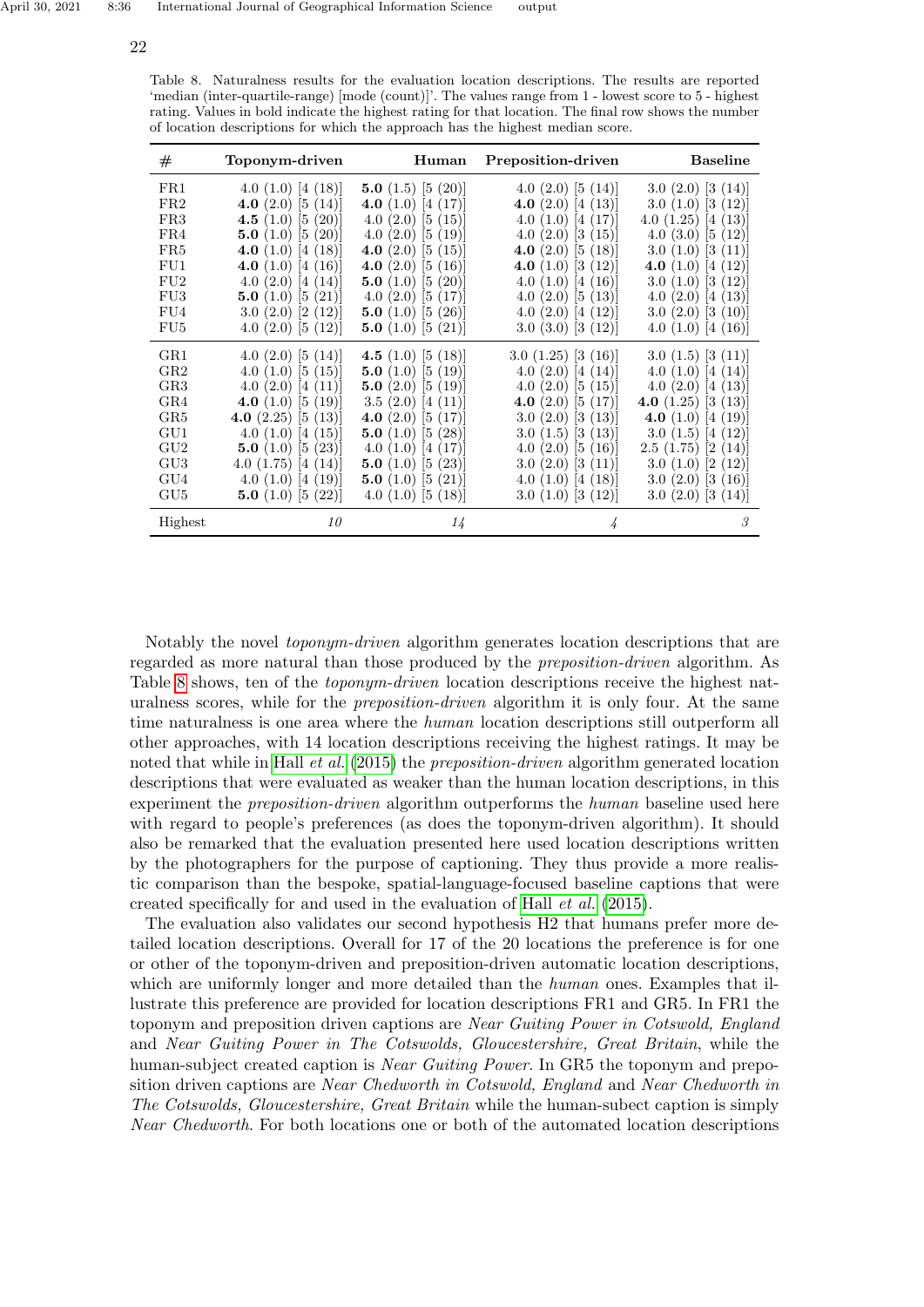Table 8. Naturalness results for the evaluation location descriptions. The results are reported 'median (inter-quartile-range) [mode (count)]'. The values range from 1 - lowest score to 5 - highest rating. Values in bold indicate the highest rating for that location. The final row shows the number of location descriptions for which the approach has the highest median score.

| # | Toponym-driven | Human | Preposition-driven | Baseline |
|---|---|---|---|---|
| FR1 | 4.0 (1.0) [4 (18)] | **5.0** (1.5) [5 (20)] | 4.0 (2.0) [5 (14)] | 3.0 (2.0) [3 (14)] |
| FR2 | **4.0** (2.0) [5 (14)] | **4.0** (1.0) [4 (17)] | **4.0** (2.0) [4 (13)] | 3.0 (1.0) [3 (12)] |
| FR3 | **4.5** (1.0) [5 (20)] | 4.0 (2.0) [5 (15)] | 4.0 (1.0) [4 (17)] | 4.0 (1.25) [4 (13)] |
| FR4 | **5.0** (1.0) [5 (20)] | 4.0 (2.0) [5 (19)] | 4.0 (2.0) [3 (15)] | 4.0 (3.0) [5 (12)] |
| FR5 | **4.0** (1.0) [4 (18)] | **4.0** (2.0) [5 (15)] | **4.0** (2.0) [5 (18)] | 3.0 (1.0) [3 (11)] |
| FU1 | **4.0** (1.0) [4 (16)] | **4.0** (2.0) [5 (16)] | **4.0** (1.0) [3 (12)] | **4.0** (1.0) [4 (12)] |
| FU2 | 4.0 (2.0) [4 (14)] | **5.0** (1.0) [5 (20)] | 4.0 (1.0) [4 (16)] | 3.0 (1.0) [3 (12)] |
| FU3 | **5.0** (1.0) [5 (21)] | 4.0 (2.0) [5 (17)] | 4.0 (2.0) [5 (13)] | 4.0 (2.0) [4 (13)] |
| FU4 | 3.0 (2.0) [2 (12)] | **5.0** (1.0) [5 (26)] | 4.0 (2.0) [4 (12)] | 3.0 (2.0) [3 (10)] |
| FU5 | 4.0 (2.0) [5 (12)] | **5.0** (1.0) [5 (21)] | 3.0 (3.0) [3 (12)] | 4.0 (1.0) [4 (16)] |
| GR1 | 4.0 (2.0) [5 (14)] | **4.5** (1.0) [5 (18)] | 3.0 (1.25) [3 (16)] | 3.0 (1.5) [3 (11)] |
| GR2 | 4.0 (1.0) [5 (15)] | **5.0** (1.0) [5 (19)] | 4.0 (2.0) [4 (14)] | 4.0 (1.0) [4 (14)] |
| GR3 | 4.0 (2.0) [4 (11)] | **5.0** (2.0) [5 (19)] | 4.0 (2.0) [5 (15)] | 4.0 (2.0) [4 (13)] |
| GR4 | **4.0** (1.0) [5 (19)] | 3.5 (2.0) [4 (11)] | **4.0** (2.0) [5 (17)] | **4.0** (1.25) [3 (13)] |
| GR5 | **4.0** (2.25) [5 (13)] | **4.0** (2.0) [5 (17)] | 3.0 (2.0) [3 (13)] | **4.0** (1.0) [4 (19)] |
| GU1 | 4.0 (1.0) [4 (15)] | **5.0** (1.0) [5 (28)] | 3.0 (1.5) [3 (13)] | 3.0 (1.5) [4 (12)] |
| GU2 | **5.0** (1.0) [5 (23)] | 4.0 (1.0) [4 (17)] | 4.0 (2.0) [5 (16)] | 2.5 (1.75) [2 (14)] |
| GU3 | 4.0 (1.75) [4 (14)] | **5.0** (1.0) [5 (23)] | 3.0 (2.0) [3 (11)] | 3.0 (1.0) [2 (12)] |
| GU4 | 4.0 (1.0) [4 (19)] | **5.0** (1.0) [5 (21)] | 4.0 (1.0) [4 (18)] | 3.0 (2.0) [3 (16)] |
| GU5 | **5.0** (1.0) [5 (22)] | 4.0 (1.0) [5 (18)] | 3.0 (1.0) [3 (12)] | 3.0 (2.0) [3 (14)] |
| Highest | *10* | *14* | *4* | *3* |

Notably the novel *toponym-driven* algorithm generates location descriptions that are regarded as more natural than those produced by the *preposition-driven* algorithm. As Table 8 shows, ten of the *toponym-driven* location descriptions receive the highest naturalness scores, while for the *preposition-driven* algorithm it is only four. At the same time naturalness is one area where the *human* location descriptions still outperform all other approaches, with 14 location descriptions receiving the highest ratings. It may be noted that while in Hall *et al.* (2015) the *preposition-driven* algorithm generated location descriptions that were evaluated as weaker than the human location descriptions, in this experiment the *preposition-driven* algorithm outperforms the *human* baseline used here with regard to people's preferences (as does the toponym-driven algorithm). It should also be remarked that the evaluation presented here used location descriptions written by the photographers for the purpose of captioning. They thus provide a more realistic comparison than the bespoke, spatial-language-focused baseline captions that were created specifically for and used in the evaluation of Hall *et al.* (2015).

The evaluation also validates our second hypothesis H2 that humans prefer more detailed location descriptions. Overall for 17 of the 20 locations the preference is for one or other of the toponym-driven and preposition-driven automatic location descriptions, which are uniformly longer and more detailed than the *human* ones. Examples that illustrate this preference are provided for location descriptions FR1 and GR5. In FR1 the toponym and preposition driven captions are *Near Guiting Power in Cotswold, England* and *Near Guiting Power in The Cotswolds, Gloucestershire, Great Britain*, while the human-subject created caption is *Near Guiting Power*. In GR5 the toponym and preposition driven captions are *Near Chedworth in Cotswold, England* and *Near Chedworth in The Cotswolds, Gloucestershire, Great Britain* while the human-subect caption is simply *Near Chedworth*. For both locations one or both of the automated location descriptions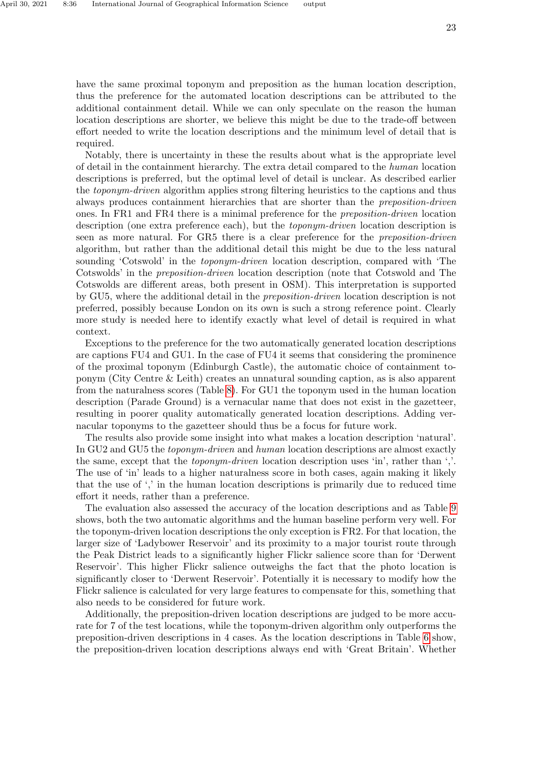have the same proximal toponym and preposition as the human location description, thus the preference for the automated location descriptions can be attributed to the additional containment detail. While we can only speculate on the reason the human location descriptions are shorter, we believe this might be due to the trade-off between effort needed to write the location descriptions and the minimum level of detail that is required.

Notably, there is uncertainty in these the results about what is the appropriate level of detail in the containment hierarchy. The extra detail compared to the *human* location descriptions is preferred, but the optimal level of detail is unclear. As described earlier the *toponym-driven* algorithm applies strong filtering heuristics to the captions and thus always produces containment hierarchies that are shorter than the *preposition-driven* ones. In FR1 and FR4 there is a minimal preference for the *preposition-driven* location description (one extra preference each), but the *toponym-driven* location description is seen as more natural. For GR5 there is a clear preference for the *preposition-driven* algorithm, but rather than the additional detail this might be due to the less natural sounding 'Cotswold' in the *toponym-driven* location description, compared with 'The Cotswolds' in the *preposition-driven* location description (note that Cotswold and The Cotswolds are different areas, both present in OSM). This interpretation is supported by GU5, where the additional detail in the *preposition-driven* location description is not preferred, possibly because London on its own is such a strong reference point. Clearly more study is needed here to identify exactly what level of detail is required in what context.

Exceptions to the preference for the two automatically generated location descriptions are captions FU4 and GU1. In the case of FU4 it seems that considering the prominence of the proximal toponym (Edinburgh Castle), the automatic choice of containment toponym (City Centre & Leith) creates an unnatural sounding caption, as is also apparent from the naturalness scores (Table 8). For GU1 the toponym used in the human location description (Parade Ground) is a vernacular name that does not exist in the gazetteer, resulting in poorer quality automatically generated location descriptions. Adding vernacular toponyms to the gazetteer should thus be a focus for future work.

The results also provide some insight into what makes a location description 'natural'. In GU2 and GU5 the *toponym-driven* and *human* location descriptions are almost exactly the same, except that the *toponym-driven* location description uses 'in', rather than ','. The use of 'in' leads to a higher naturalness score in both cases, again making it likely that the use of ',' in the human location descriptions is primarily due to reduced time effort it needs, rather than a preference.

The evaluation also assessed the accuracy of the location descriptions and as Table 9 shows, both the two automatic algorithms and the human baseline perform very well. For the toponym-driven location descriptions the only exception is FR2. For that location, the larger size of 'Ladybower Reservoir' and its proximity to a major tourist route through the Peak District leads to a significantly higher Flickr salience score than for 'Derwent Reservoir'. This higher Flickr salience outweighs the fact that the photo location is significantly closer to 'Derwent Reservoir'. Potentially it is necessary to modify how the Flickr salience is calculated for very large features to compensate for this, something that also needs to be considered for future work.

Additionally, the preposition-driven location descriptions are judged to be more accurate for 7 of the test locations, while the toponym-driven algorithm only outperforms the preposition-driven descriptions in 4 cases. As the location descriptions in Table 6 show, the preposition-driven location descriptions always end with 'Great Britain'. Whether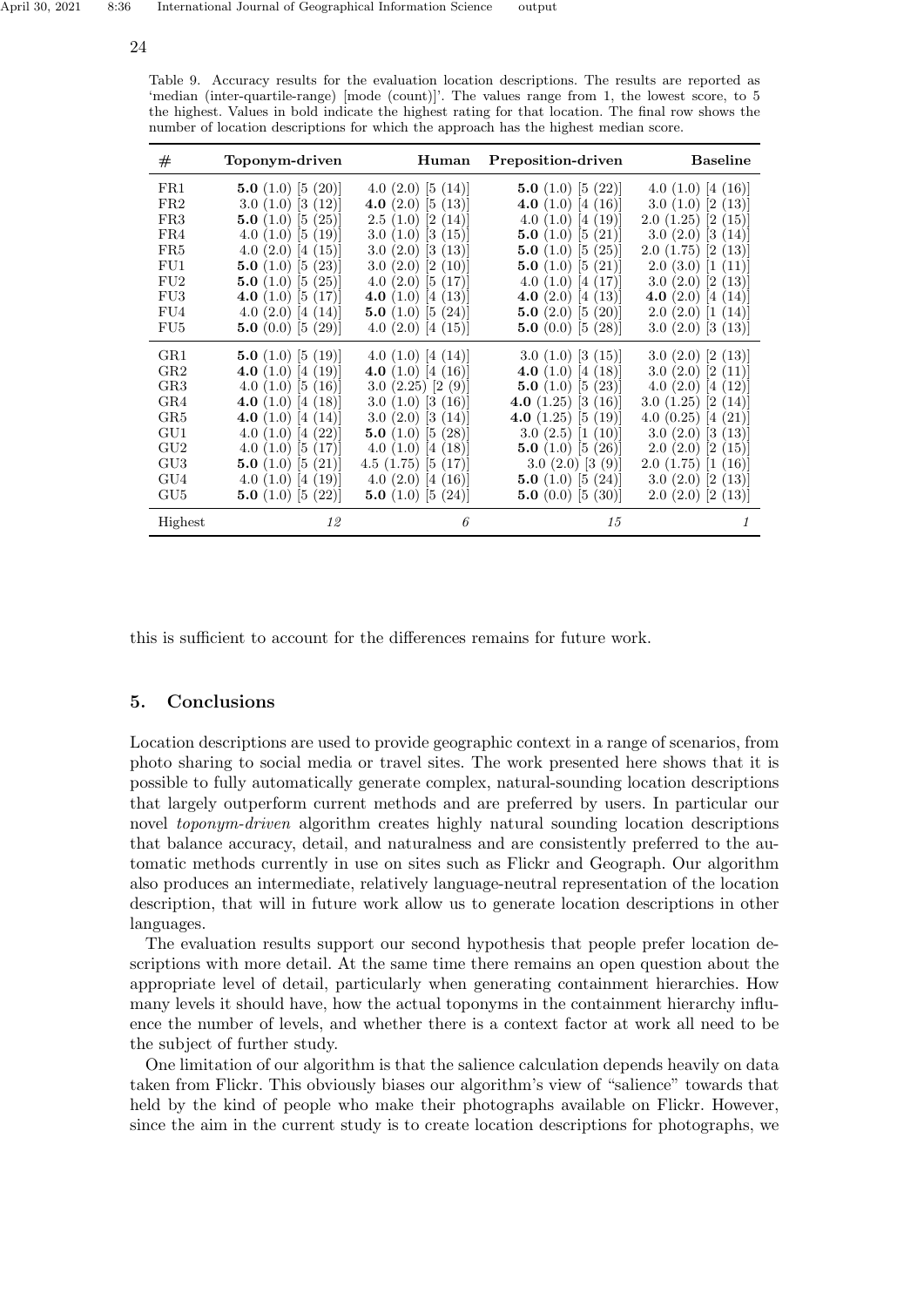Table 9. Accuracy results for the evaluation location descriptions. The results are reported as 'median (inter-quartile-range) [mode (count)]'. The values range from 1, the lowest score, to 5 the highest. Values in bold indicate the highest rating for that location. The final row shows the number of location descriptions for which the approach has the highest median score.

| # | Toponym-driven | Human | Preposition-driven | Baseline |
|---|---|---|---|---|
| FR1 | **5.0** (1.0) [5 (20)] | 4.0 (2.0) [5 (14)] | **5.0** (1.0) [5 (22)] | 4.0 (1.0) [4 (16)] |
| FR2 | 3.0 (1.0) [3 (12)] | **4.0** (2.0) [5 (13)] | **4.0** (1.0) [4 (16)] | 3.0 (1.0) [2 (13)] |
| FR3 | **5.0** (1.0) [5 (25)] | 2.5 (1.0) [2 (14)] | 4.0 (1.0) [4 (19)] | 2.0 (1.25) [2 (15)] |
| FR4 | 4.0 (1.0) [5 (19)] | 3.0 (1.0) [3 (15)] | **5.0** (1.0) [5 (21)] | 3.0 (2.0) [3 (14)] |
| FR5 | 4.0 (2.0) [4 (15)] | 3.0 (2.0) [3 (13)] | **5.0** (1.0) [5 (25)] | 2.0 (1.75) [2 (13)] |
| FU1 | **5.0** (1.0) [5 (23)] | 3.0 (2.0) [2 (10)] | **5.0** (1.0) [5 (21)] | 2.0 (3.0) [1 (11)] |
| FU2 | **5.0** (1.0) [5 (25)] | 4.0 (2.0) [5 (17)] | 4.0 (1.0) [4 (17)] | 3.0 (2.0) [2 (13)] |
| FU3 | **4.0** (1.0) [5 (17)] | **4.0** (1.0) [4 (13)] | **4.0** (2.0) [4 (13)] | **4.0** (2.0) [4 (14)] |
| FU4 | 4.0 (2.0) [4 (14)] | **5.0** (1.0) [5 (24)] | **5.0** (2.0) [5 (20)] | 2.0 (2.0) [1 (14)] |
| FU5 | **5.0** (0.0) [5 (29)] | 4.0 (2.0) [4 (15)] | **5.0** (0.0) [5 (28)] | 3.0 (2.0) [3 (13)] |
| GR1 | **5.0** (1.0) [5 (19)] | 4.0 (1.0) [4 (14)] | 3.0 (1.0) [3 (15)] | 3.0 (2.0) [2 (13)] |
| GR2 | **4.0** (1.0) [4 (19)] | **4.0** (1.0) [4 (16)] | **4.0** (1.0) [4 (18)] | 3.0 (2.0) [2 (11)] |
| GR3 | 4.0 (1.0) [5 (16)] | 3.0 (2.25) [2 (9)] | **5.0** (1.0) [5 (23)] | 4.0 (2.0) [4 (12)] |
| GR4 | **4.0** (1.0) [4 (18)] | 3.0 (1.0) [3 (16)] | **4.0** (1.25) [3 (16)] | 3.0 (1.25) [2 (14)] |
| GR5 | **4.0** (1.0) [4 (14)] | 3.0 (2.0) [3 (14)] | **4.0** (1.25) [5 (19)] | 4.0 (0.25) [4 (21)] |
| GU1 | 4.0 (1.0) [4 (22)] | **5.0** (1.0) [5 (28)] | 3.0 (2.5) [1 (10)] | 3.0 (2.0) [3 (13)] |
| GU2 | 4.0 (1.0) [5 (17)] | 4.0 (1.0) [4 (18)] | **5.0** (1.0) [5 (26)] | 2.0 (2.0) [2 (15)] |
| GU3 | **5.0** (1.0) [5 (21)] | 4.5 (1.75) [5 (17)] | 3.0 (2.0) [3 (9)] | 2.0 (1.75) [1 (16)] |
| GU4 | 4.0 (1.0) [4 (19)] | 4.0 (2.0) [4 (16)] | **5.0** (1.0) [5 (24)] | 3.0 (2.0) [2 (13)] |
| GU5 | **5.0** (1.0) [5 (22)] | **5.0** (1.0) [5 (24)] | **5.0** (0.0) [5 (30)] | 2.0 (2.0) [2 (13)] |
| Highest | *12* | *6* | *15* | *1* |

this is sufficient to account for the differences remains for future work.

## 5. Conclusions

Location descriptions are used to provide geographic context in a range of scenarios, from photo sharing to social media or travel sites. The work presented here shows that it is possible to fully automatically generate complex, natural-sounding location descriptions that largely outperform current methods and are preferred by users. In particular our novel *toponym-driven* algorithm creates highly natural sounding location descriptions that balance accuracy, detail, and naturalness and are consistently preferred to the automatic methods currently in use on sites such as Flickr and Geograph. Our algorithm also produces an intermediate, relatively language-neutral representation of the location description, that will in future work allow us to generate location descriptions in other languages.

The evaluation results support our second hypothesis that people prefer location descriptions with more detail. At the same time there remains an open question about the appropriate level of detail, particularly when generating containment hierarchies. How many levels it should have, how the actual toponyms in the containment hierarchy influence the number of levels, and whether there is a context factor at work all need to be the subject of further study.

One limitation of our algorithm is that the salience calculation depends heavily on data taken from Flickr. This obviously biases our algorithm's view of "salience" towards that held by the kind of people who make their photographs available on Flickr. However, since the aim in the current study is to create location descriptions for photographs, we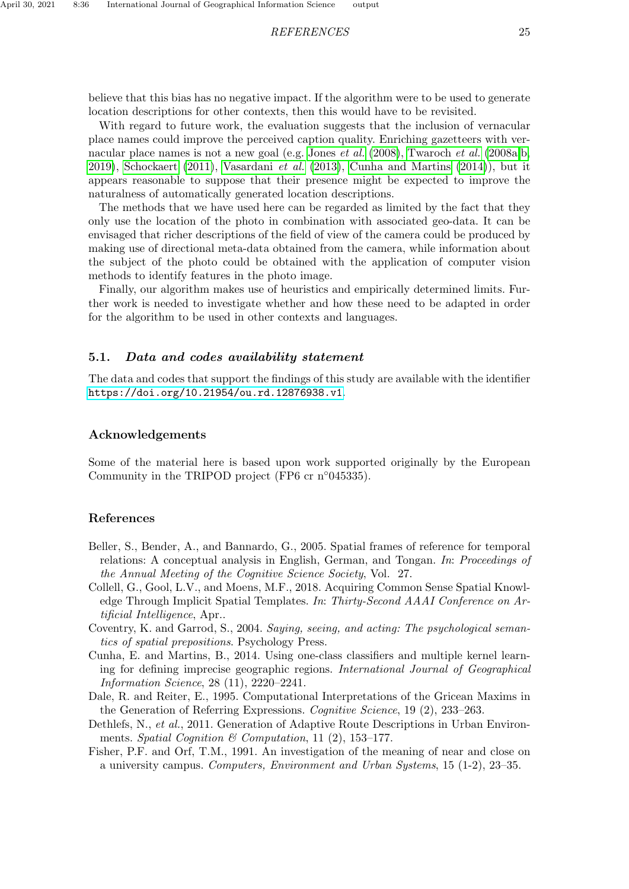believe that this bias has no negative impact. If the algorithm were to be used to generate location descriptions for other contexts, then this would have to be revisited.

With regard to future work, the evaluation suggests that the inclusion of vernacular place names could improve the perceived caption quality. Enriching gazetteers with vernacular place names is not a new goal (e.g. Jones *et al.* (2008), Twaroch *et al.* (2008a,b, 2019), Schockaert (2011), Vasardani *et al.* (2013), Cunha and Martins (2014)), but it appears reasonable to suppose that their presence might be expected to improve the naturalness of automatically generated location descriptions.

The methods that we have used here can be regarded as limited by the fact that they only use the location of the photo in combination with associated geo-data. It can be envisaged that richer descriptions of the field of view of the camera could be produced by making use of directional meta-data obtained from the camera, while information about the subject of the photo could be obtained with the application of computer vision methods to identify features in the photo image.

Finally, our algorithm makes use of heuristics and empirically determined limits. Further work is needed to investigate whether and how these need to be adapted in order for the algorithm to be used in other contexts and languages.

### 5.1. *Data and codes availability statement*

The data and codes that support the findings of this study are available with the identifier `https://doi.org/10.21954/ou.rd.12876938.v1`.

## Acknowledgements

Some of the material here is based upon work supported originally by the European Community in the TRIPOD project (FP6 cr n°045335).

## References

Beller, S., Bender, A., and Bannardo, G., 2005. Spatial frames of reference for temporal relations: A conceptual analysis in English, German, and Tongan. *In*: *Proceedings of the Annual Meeting of the Cognitive Science Society*, Vol. 27.

Collell, G., Gool, L.V., and Moens, M.F., 2018. Acquiring Common Sense Spatial Knowledge Through Implicit Spatial Templates. *In*: *Thirty-Second AAAI Conference on Artificial Intelligence*, Apr..

Coventry, K. and Garrod, S., 2004. *Saying, seeing, and acting: The psychological semantics of spatial prepositions*. Psychology Press.

Cunha, E. and Martins, B., 2014. Using one-class classifiers and multiple kernel learning for defining imprecise geographic regions. *International Journal of Geographical Information Science*, 28 (11), 2220–2241.

Dale, R. and Reiter, E., 1995. Computational Interpretations of the Gricean Maxims in the Generation of Referring Expressions. *Cognitive Science*, 19 (2), 233–263.

Dethlefs, N., *et al.*, 2011. Generation of Adaptive Route Descriptions in Urban Environments. *Spatial Cognition & Computation*, 11 (2), 153–177.

Fisher, P.F. and Orf, T.M., 1991. An investigation of the meaning of near and close on a university campus. *Computers, Environment and Urban Systems*, 15 (1-2), 23–35.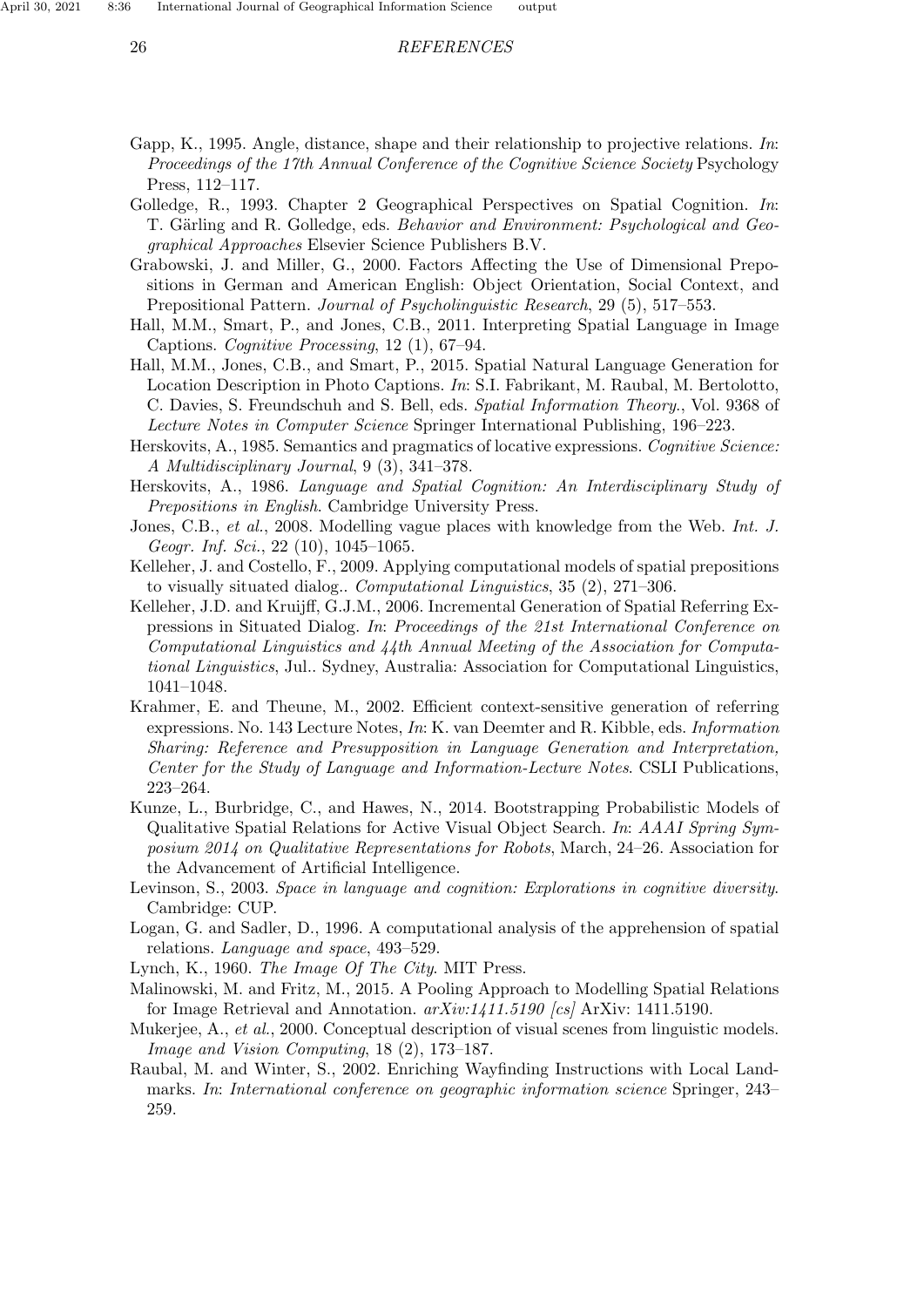Gapp, K., 1995. Angle, distance, shape and their relationship to projective relations. *In*: *Proceedings of the 17th Annual Conference of the Cognitive Science Society* Psychology Press, 112–117.

Golledge, R., 1993. Chapter 2 Geographical Perspectives on Spatial Cognition. *In*: T. Gärling and R. Golledge, eds. *Behavior and Environment: Psychological and Geographical Approaches* Elsevier Science Publishers B.V.

Grabowski, J. and Miller, G., 2000. Factors Affecting the Use of Dimensional Prepositions in German and American English: Object Orientation, Social Context, and Prepositional Pattern. *Journal of Psycholinguistic Research*, 29 (5), 517–553.

Hall, M.M., Smart, P., and Jones, C.B., 2011. Interpreting Spatial Language in Image Captions. *Cognitive Processing*, 12 (1), 67–94.

Hall, M.M., Jones, C.B., and Smart, P., 2015. Spatial Natural Language Generation for Location Description in Photo Captions. *In*: S.I. Fabrikant, M. Raubal, M. Bertolotto, C. Davies, S. Freundschuh and S. Bell, eds. *Spatial Information Theory.*, Vol. 9368 of *Lecture Notes in Computer Science* Springer International Publishing, 196–223.

Herskovits, A., 1985. Semantics and pragmatics of locative expressions. *Cognitive Science: A Multidisciplinary Journal*, 9 (3), 341–378.

Herskovits, A., 1986. *Language and Spatial Cognition: An Interdisciplinary Study of Prepositions in English*. Cambridge University Press.

Jones, C.B., *et al.*, 2008. Modelling vague places with knowledge from the Web. *Int. J. Geogr. Inf. Sci.*, 22 (10), 1045–1065.

Kelleher, J. and Costello, F., 2009. Applying computational models of spatial prepositions to visually situated dialog.. *Computational Linguistics*, 35 (2), 271–306.

Kelleher, J.D. and Kruijff, G.J.M., 2006. Incremental Generation of Spatial Referring Expressions in Situated Dialog. *In*: *Proceedings of the 21st International Conference on Computational Linguistics and 44th Annual Meeting of the Association for Computational Linguistics*, Jul.. Sydney, Australia: Association for Computational Linguistics, 1041–1048.

Krahmer, E. and Theune, M., 2002. Efficient context-sensitive generation of referring expressions. No. 143 Lecture Notes, *In*: K. van Deemter and R. Kibble, eds. *Information Sharing: Reference and Presupposition in Language Generation and Interpretation, Center for the Study of Language and Information-Lecture Notes*. CSLI Publications, 223–264.

Kunze, L., Burbridge, C., and Hawes, N., 2014. Bootstrapping Probabilistic Models of Qualitative Spatial Relations for Active Visual Object Search. *In*: *AAAI Spring Symposium 2014 on Qualitative Representations for Robots*, March, 24–26. Association for the Advancement of Artificial Intelligence.

Levinson, S., 2003. *Space in language and cognition: Explorations in cognitive diversity*. Cambridge: CUP.

Logan, G. and Sadler, D., 1996. A computational analysis of the apprehension of spatial relations. *Language and space*, 493–529.

Lynch, K., 1960. *The Image Of The City*. MIT Press.

Malinowski, M. and Fritz, M., 2015. A Pooling Approach to Modelling Spatial Relations for Image Retrieval and Annotation. *arXiv:1411.5190 [cs]* ArXiv: 1411.5190.

Mukerjee, A., *et al.*, 2000. Conceptual description of visual scenes from linguistic models. *Image and Vision Computing*, 18 (2), 173–187.

Raubal, M. and Winter, S., 2002. Enriching Wayfinding Instructions with Local Landmarks. *In*: *International conference on geographic information science* Springer, 243–259.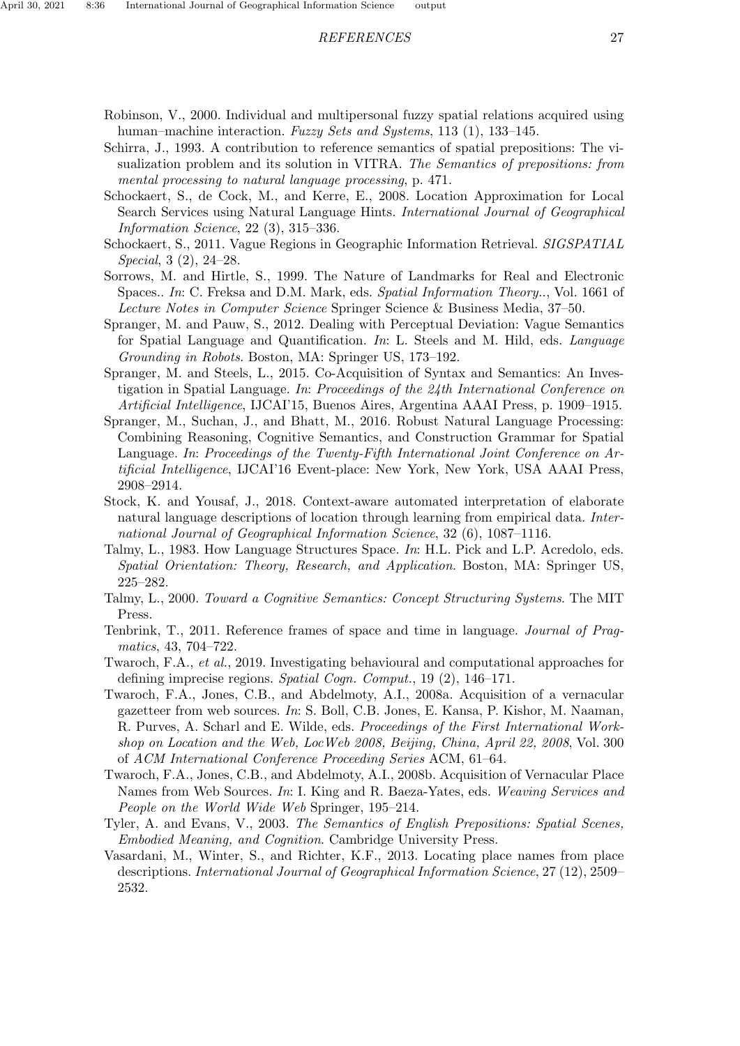Robinson, V., 2000. Individual and multipersonal fuzzy spatial relations acquired using human–machine interaction. *Fuzzy Sets and Systems*, 113 (1), 133–145.

Schirra, J., 1993. A contribution to reference semantics of spatial prepositions: The visualization problem and its solution in VITRA. *The Semantics of prepositions: from mental processing to natural language processing*, p. 471.

Schockaert, S., de Cock, M., and Kerre, E., 2008. Location Approximation for Local Search Services using Natural Language Hints. *International Journal of Geographical Information Science*, 22 (3), 315–336.

Schockaert, S., 2011. Vague Regions in Geographic Information Retrieval. *SIGSPATIAL Special*, 3 (2), 24–28.

Sorrows, M. and Hirtle, S., 1999. The Nature of Landmarks for Real and Electronic Spaces.. *In*: C. Freksa and D.M. Mark, eds. *Spatial Information Theory..*, Vol. 1661 of *Lecture Notes in Computer Science* Springer Science & Business Media, 37–50.

Spranger, M. and Pauw, S., 2012. Dealing with Perceptual Deviation: Vague Semantics for Spatial Language and Quantification. *In*: L. Steels and M. Hild, eds. *Language Grounding in Robots*. Boston, MA: Springer US, 173–192.

Spranger, M. and Steels, L., 2015. Co-Acquisition of Syntax and Semantics: An Investigation in Spatial Language. *In*: *Proceedings of the 24th International Conference on Artificial Intelligence*, IJCAI'15, Buenos Aires, Argentina AAAI Press, p. 1909–1915.

Spranger, M., Suchan, J., and Bhatt, M., 2016. Robust Natural Language Processing: Combining Reasoning, Cognitive Semantics, and Construction Grammar for Spatial Language. *In*: *Proceedings of the Twenty-Fifth International Joint Conference on Artificial Intelligence*, IJCAI'16 Event-place: New York, New York, USA AAAI Press, 2908–2914.

Stock, K. and Yousaf, J., 2018. Context-aware automated interpretation of elaborate natural language descriptions of location through learning from empirical data. *International Journal of Geographical Information Science*, 32 (6), 1087–1116.

Talmy, L., 1983. How Language Structures Space. *In*: H.L. Pick and L.P. Acredolo, eds. *Spatial Orientation: Theory, Research, and Application*. Boston, MA: Springer US, 225–282.

Talmy, L., 2000. *Toward a Cognitive Semantics: Concept Structuring Systems*. The MIT Press.

Tenbrink, T., 2011. Reference frames of space and time in language. *Journal of Pragmatics*, 43, 704–722.

Twaroch, F.A., *et al.*, 2019. Investigating behavioural and computational approaches for defining imprecise regions. *Spatial Cogn. Comput.*, 19 (2), 146–171.

Twaroch, F.A., Jones, C.B., and Abdelmoty, A.I., 2008a. Acquisition of a vernacular gazetteer from web sources. *In*: S. Boll, C.B. Jones, E. Kansa, P. Kishor, M. Naaman, R. Purves, A. Scharl and E. Wilde, eds. *Proceedings of the First International Workshop on Location and the Web, LocWeb 2008, Beijing, China, April 22, 2008*, Vol. 300 of *ACM International Conference Proceeding Series* ACM, 61–64.

Twaroch, F.A., Jones, C.B., and Abdelmoty, A.I., 2008b. Acquisition of Vernacular Place Names from Web Sources. *In*: I. King and R. Baeza-Yates, eds. *Weaving Services and People on the World Wide Web* Springer, 195–214.

Tyler, A. and Evans, V., 2003. *The Semantics of English Prepositions: Spatial Scenes, Embodied Meaning, and Cognition*. Cambridge University Press.

Vasardani, M., Winter, S., and Richter, K.F., 2013. Locating place names from place descriptions. *International Journal of Geographical Information Science*, 27 (12), 2509–2532.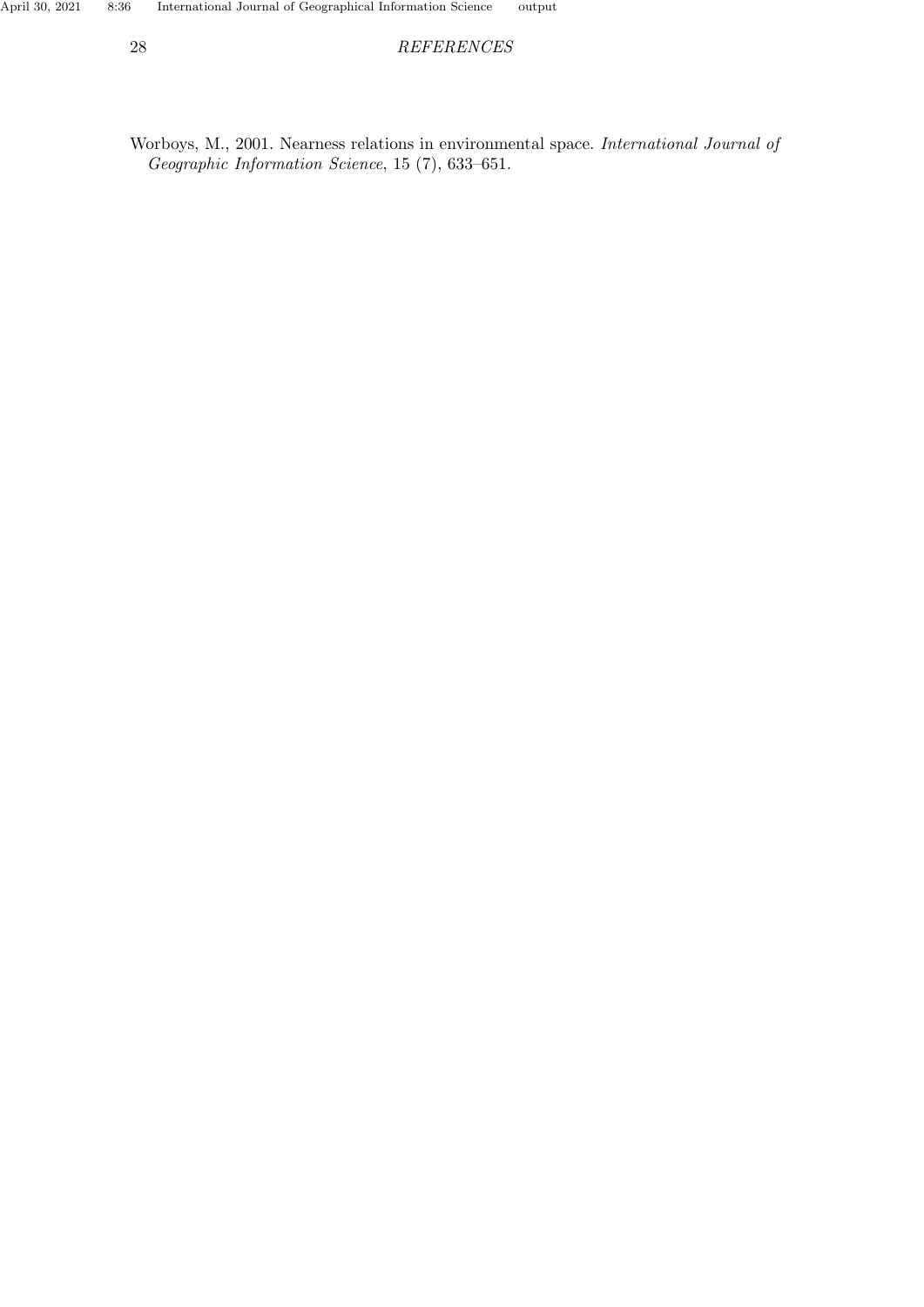Worboys, M., 2001. Nearness relations in environmental space. *International Journal of Geographic Information Science*, 15 (7), 633–651.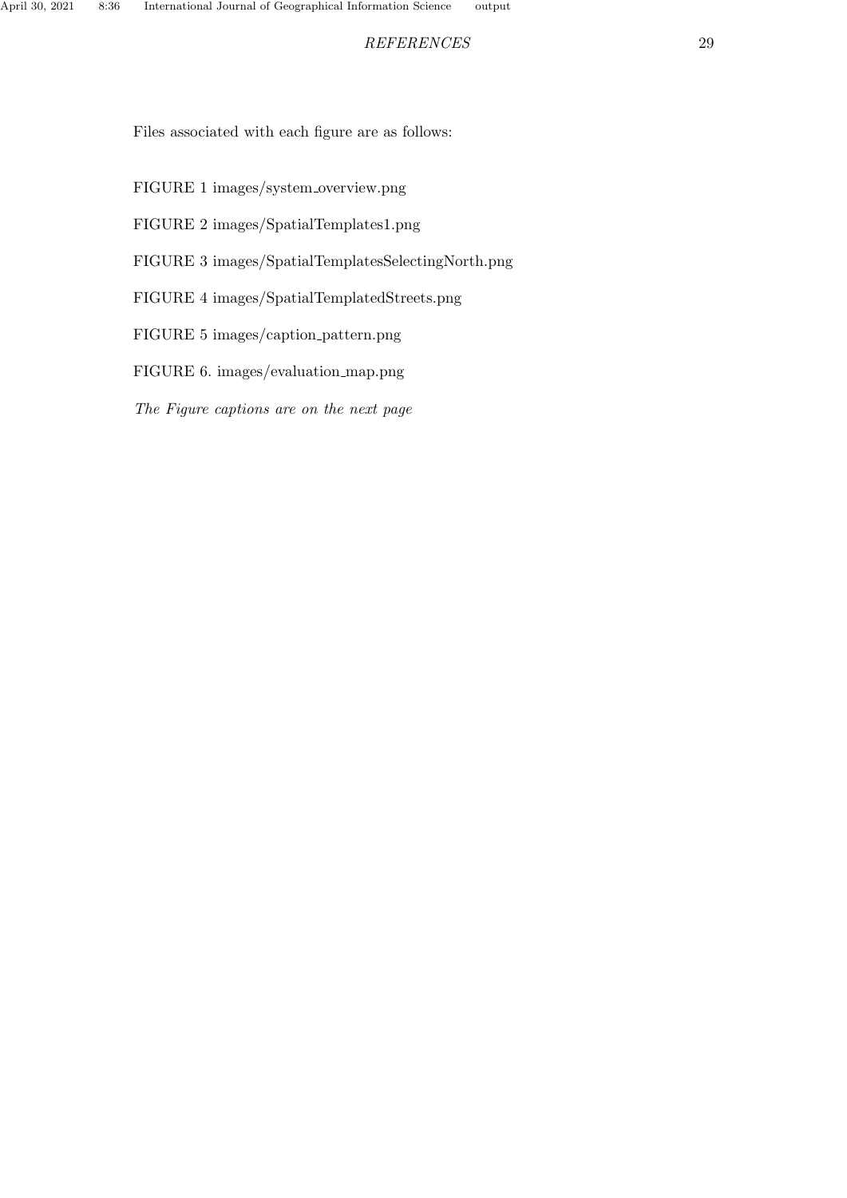Files associated with each figure are as follows:

FIGURE 1 images/system_overview.png

FIGURE 2 images/SpatialTemplates1.png

FIGURE 3 images/SpatialTemplatesSelectingNorth.png

FIGURE 4 images/SpatialTemplatedStreets.png

FIGURE 5 images/caption_pattern.png

FIGURE 6. images/evaluation_map.png

*The Figure captions are on the next page*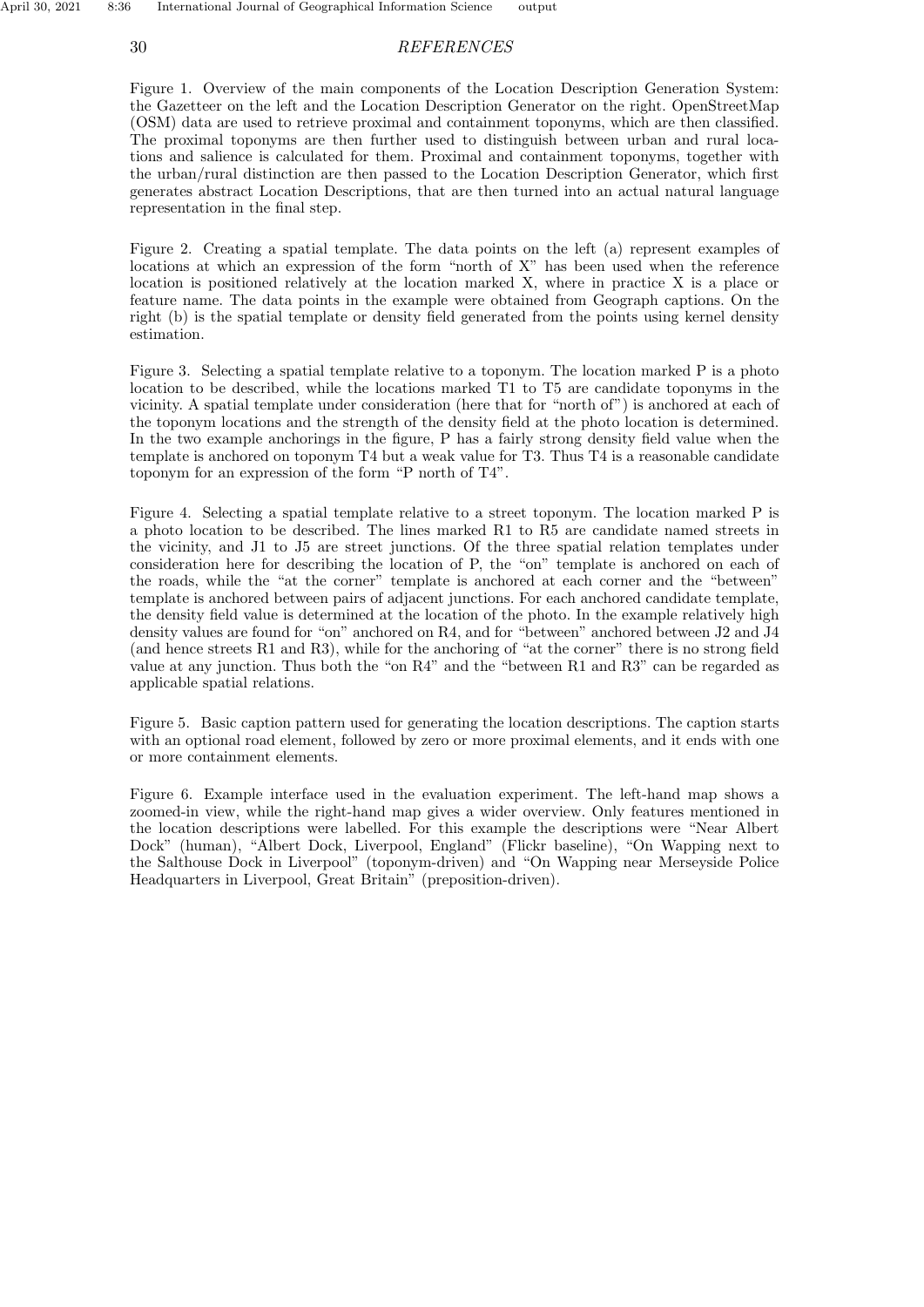Figure 1. Overview of the main components of the Location Description Generation System: the Gazetteer on the left and the Location Description Generator on the right. OpenStreetMap (OSM) data are used to retrieve proximal and containment toponyms, which are then classified. The proximal toponyms are then further used to distinguish between urban and rural locations and salience is calculated for them. Proximal and containment toponyms, together with the urban/rural distinction are then passed to the Location Description Generator, which first generates abstract Location Descriptions, that are then turned into an actual natural language representation in the final step.

Figure 2. Creating a spatial template. The data points on the left (a) represent examples of locations at which an expression of the form "north of X" has been used when the reference location is positioned relatively at the location marked X, where in practice X is a place or feature name. The data points in the example were obtained from Geograph captions. On the right (b) is the spatial template or density field generated from the points using kernel density estimation.

Figure 3. Selecting a spatial template relative to a toponym. The location marked P is a photo location to be described, while the locations marked T1 to T5 are candidate toponyms in the vicinity. A spatial template under consideration (here that for "north of") is anchored at each of the toponym locations and the strength of the density field at the photo location is determined. In the two example anchorings in the figure, P has a fairly strong density field value when the template is anchored on toponym T4 but a weak value for T3. Thus T4 is a reasonable candidate toponym for an expression of the form "P north of T4".

Figure 4. Selecting a spatial template relative to a street toponym. The location marked P is a photo location to be described. The lines marked R1 to R5 are candidate named streets in the vicinity, and J1 to J5 are street junctions. Of the three spatial relation templates under consideration here for describing the location of P, the "on" template is anchored on each of the roads, while the "at the corner" template is anchored at each corner and the "between" template is anchored between pairs of adjacent junctions. For each anchored candidate template, the density field value is determined at the location of the photo. In the example relatively high density values are found for "on" anchored on R4, and for "between" anchored between J2 and J4 (and hence streets R1 and R3), while for the anchoring of "at the corner" there is no strong field value at any junction. Thus both the "on R4" and the "between R1 and R3" can be regarded as applicable spatial relations.

Figure 5. Basic caption pattern used for generating the location descriptions. The caption starts with an optional road element, followed by zero or more proximal elements, and it ends with one or more containment elements.

Figure 6. Example interface used in the evaluation experiment. The left-hand map shows a zoomed-in view, while the right-hand map gives a wider overview. Only features mentioned in the location descriptions were labelled. For this example the descriptions were "Near Albert Dock" (human), "Albert Dock, Liverpool, England" (Flickr baseline), "On Wapping next to the Salthouse Dock in Liverpool" (toponym-driven) and "On Wapping near Merseyside Police Headquarters in Liverpool, Great Britain" (preposition-driven).